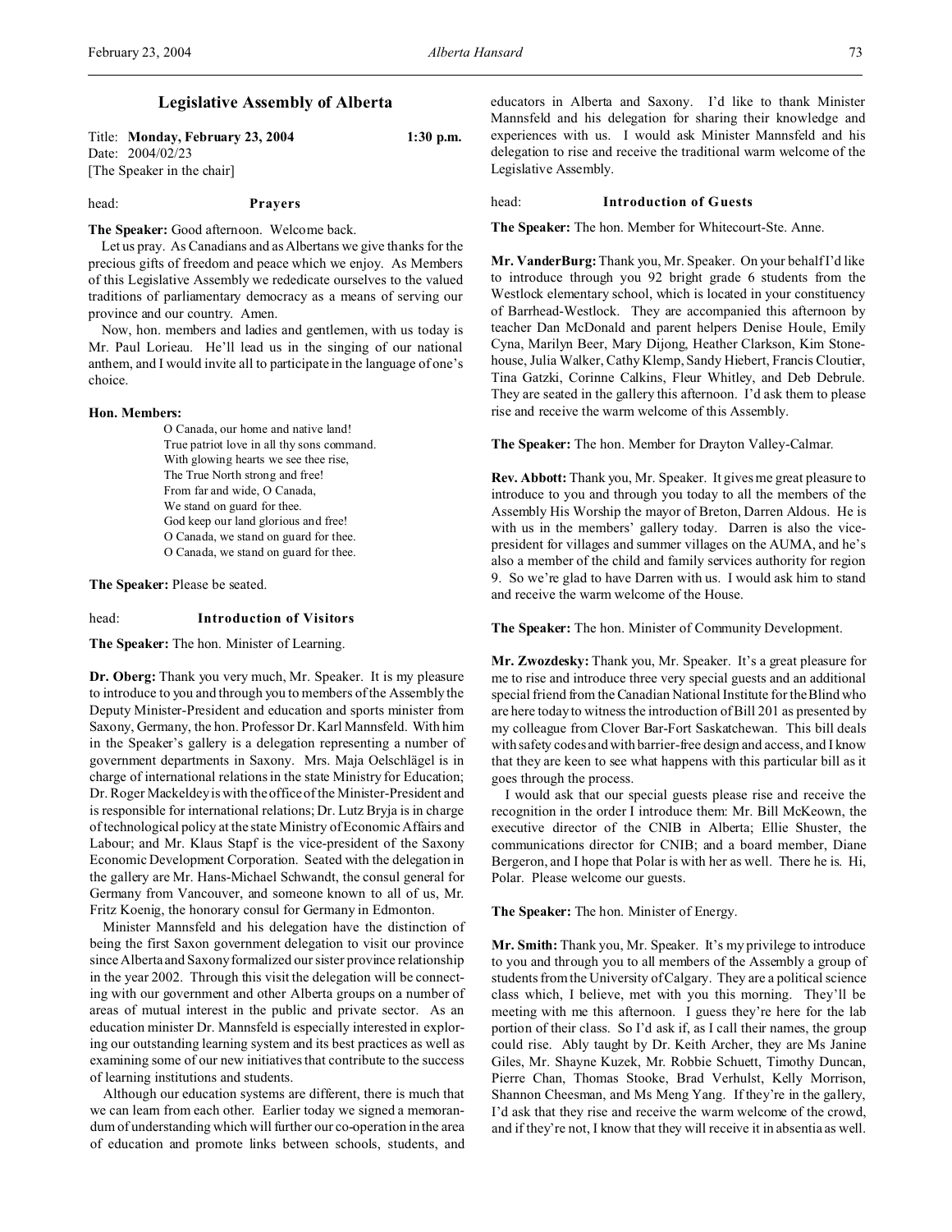# Legislative Assembly of Alberta

Title: **Monday, February 23, 2004** 1:30 p.m.
Date: 2004/02/23
[The Speaker in the chair]

head: **Prayers**

**The Speaker:** Good afternoon. Welcome back.

Let us pray. As Canadians and as Albertans we give thanks for the precious gifts of freedom and peace which we enjoy. As Members of this Legislative Assembly we rededicate ourselves to the valued traditions of parliamentary democracy as a means of serving our province and our country. Amen.

Now, hon. members and ladies and gentlemen, with us today is Mr. Paul Lorieau. He'll lead us in the singing of our national anthem, and I would invite all to participate in the language of one's choice.

**Hon. Members:**

O Canada, our home and native land!
True patriot love in all thy sons command.
With glowing hearts we see thee rise,
The True North strong and free!
From far and wide, O Canada,
We stand on guard for thee.
God keep our land glorious and free!
O Canada, we stand on guard for thee.
O Canada, we stand on guard for thee.

**The Speaker:** Please be seated.

head: **Introduction of Visitors**

**The Speaker:** The hon. Minister of Learning.

**Dr. Oberg:** Thank you very much, Mr. Speaker. It is my pleasure to introduce to you and through you to members of the Assembly the Deputy Minister-President and education and sports minister from Saxony, Germany, the hon. Professor Dr. Karl Mannsfeld. With him in the Speaker's gallery is a delegation representing a number of government departments in Saxony. Mrs. Maja Oelschlägel is in charge of international relations in the state Ministry for Education; Dr. Roger Mackeldey is with the office of the Minister-President and is responsible for international relations; Dr. Lutz Bryja is in charge of technological policy at the state Ministry of Economic Affairs and Labour; and Mr. Klaus Stapf is the vice-president of the Saxony Economic Development Corporation. Seated with the delegation in the gallery are Mr. Hans-Michael Schwandt, the consul general for Germany from Vancouver, and someone known to all of us, Mr. Fritz Koenig, the honorary consul for Germany in Edmonton.

Minister Mannsfeld and his delegation have the distinction of being the first Saxon government delegation to visit our province since Alberta and Saxony formalized our sister province relationship in the year 2002. Through this visit the delegation will be connecting with our government and other Alberta groups on a number of areas of mutual interest in the public and private sector. As an education minister Dr. Mannsfeld is especially interested in exploring our outstanding learning system and its best practices as well as examining some of our new initiatives that contribute to the success of learning institutions and students.

Although our education systems are different, there is much that we can learn from each other. Earlier today we signed a memorandum of understanding which will further our co-operation in the area of education and promote links between schools, students, and educators in Alberta and Saxony. I'd like to thank Minister Mannsfeld and his delegation for sharing their knowledge and experiences with us. I would ask Minister Mannsfeld and his delegation to rise and receive the traditional warm welcome of the Legislative Assembly.

head: **Introduction of Guests**

**The Speaker:** The hon. Member for Whitecourt-Ste. Anne.

**Mr. VanderBurg:** Thank you, Mr. Speaker. On your behalf I'd like to introduce through you 92 bright grade 6 students from the Westlock elementary school, which is located in your constituency of Barrhead-Westlock. They are accompanied this afternoon by teacher Dan McDonald and parent helpers Denise Houle, Emily Cyna, Marilyn Beer, Mary Dijong, Heather Clarkson, Kim Stonehouse, Julia Walker, Cathy Klemp, Sandy Hiebert, Francis Cloutier, Tina Gatzki, Corinne Calkins, Fleur Whitley, and Deb Debrule. They are seated in the gallery this afternoon. I'd ask them to please rise and receive the warm welcome of this Assembly.

**The Speaker:** The hon. Member for Drayton Valley-Calmar.

**Rev. Abbott:** Thank you, Mr. Speaker. It gives me great pleasure to introduce to you and through you today to all the members of the Assembly His Worship the mayor of Breton, Darren Aldous. He is with us in the members' gallery today. Darren is also the vice-president for villages and summer villages on the AUMA, and he's also a member of the child and family services authority for region 9. So we're glad to have Darren with us. I would ask him to stand and receive the warm welcome of the House.

**The Speaker:** The hon. Minister of Community Development.

**Mr. Zwozdesky:** Thank you, Mr. Speaker. It's a great pleasure for me to rise and introduce three very special guests and an additional special friend from the Canadian National Institute for the Blind who are here today to witness the introduction of Bill 201 as presented by my colleague from Clover Bar-Fort Saskatchewan. This bill deals with safety codes and with barrier-free design and access, and I know that they are keen to see what happens with this particular bill as it goes through the process.

I would ask that our special guests please rise and receive the recognition in the order I introduce them: Mr. Bill McKeown, the executive director of the CNIB in Alberta; Ellie Shuster, the communications director for CNIB; and a board member, Diane Bergeron, and I hope that Polar is with her as well. There he is. Hi, Polar. Please welcome our guests.

**The Speaker:** The hon. Minister of Energy.

**Mr. Smith:** Thank you, Mr. Speaker. It's my privilege to introduce to you and through you to all members of the Assembly a group of students from the University of Calgary. They are a political science class which, I believe, met with you this morning. They'll be meeting with me this afternoon. I guess they're here for the lab portion of their class. So I'd ask if, as I call their names, the group could rise. Ably taught by Dr. Keith Archer, they are Ms Janine Giles, Mr. Shayne Kuzek, Mr. Robbie Schuett, Timothy Duncan, Pierre Chan, Thomas Stooke, Brad Verhulst, Kelly Morrison, Shannon Cheesman, and Ms Meng Yang. If they're in the gallery, I'd ask that they rise and receive the warm welcome of the crowd, and if they're not, I know that they will receive it in absentia as well.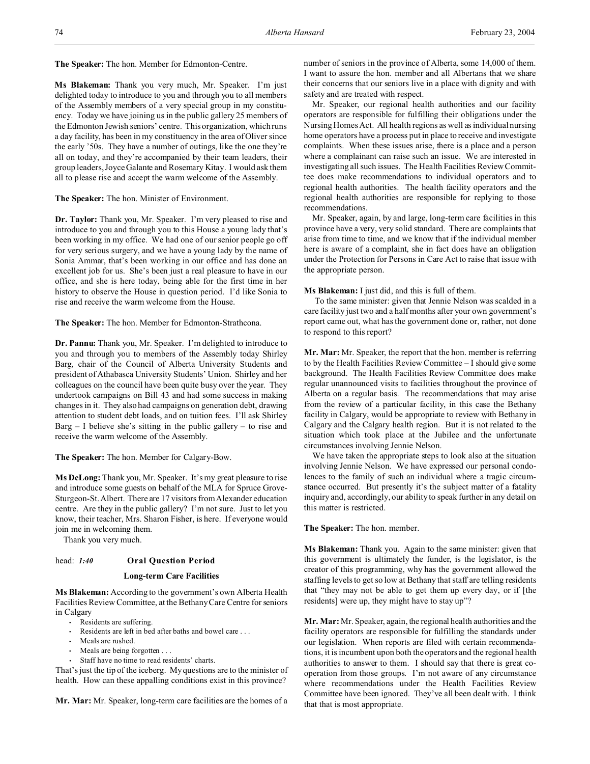**The Speaker:** The hon. Member for Edmonton-Centre.

**Ms Blakeman:** Thank you very much, Mr. Speaker. I'm just delighted today to introduce to you and through you to all members of the Assembly members of a very special group in my constituency. Today we have joining us in the public gallery 25 members of the Edmonton Jewish seniors' centre. This organization, which runs a day facility, has been in my constituency in the area of Oliver since the early '50s. They have a number of outings, like the one they're all on today, and they're accompanied by their team leaders, their group leaders, Joyce Galante and Rosemary Kitay. I would ask them all to please rise and accept the warm welcome of the Assembly.

**The Speaker:** The hon. Minister of Environment.

**Dr. Taylor:** Thank you, Mr. Speaker. I'm very pleased to rise and introduce to you and through you to this House a young lady that's been working in my office. We had one of our senior people go off for very serious surgery, and we have a young lady by the name of Sonia Ammar, that's been working in our office and has done an excellent job for us. She's been just a real pleasure to have in our office, and she is here today, being able for the first time in her history to observe the House in question period. I'd like Sonia to rise and receive the warm welcome from the House.

**The Speaker:** The hon. Member for Edmonton-Strathcona.

**Dr. Pannu:** Thank you, Mr. Speaker. I'm delighted to introduce to you and through you to members of the Assembly today Shirley Barg, chair of the Council of Alberta University Students and president of Athabasca University Students' Union. Shirley and her colleagues on the council have been quite busy over the year. They undertook campaigns on Bill 43 and had some success in making changes in it. They also had campaigns on generation debt, drawing attention to student debt loads, and on tuition fees. I'll ask Shirley Barg – I believe she's sitting in the public gallery – to rise and receive the warm welcome of the Assembly.

**The Speaker:** The hon. Member for Calgary-Bow.

**Ms DeLong:** Thank you, Mr. Speaker. It's my great pleasure to rise and introduce some guests on behalf of the MLA for Spruce Grove-Sturgeon-St. Albert. There are 17 visitors from Alexander education centre. Are they in the public gallery? I'm not sure. Just to let you know, their teacher, Mrs. Sharon Fisher, is here. If everyone would join me in welcoming them.

Thank you very much.

head: *1:40* **Oral Question Period**

## Long-term Care Facilities

**Ms Blakeman:** According to the government's own Alberta Health Facilities Review Committee, at the Bethany Care Centre for seniors in Calgary

- Residents are suffering.
- Residents are left in bed after baths and bowel care . . .
- Meals are rushed.
- Meals are being forgotten . . .
- Staff have no time to read residents' charts.

That's just the tip of the iceberg. My questions are to the minister of health. How can these appalling conditions exist in this province?

**Mr. Mar:** Mr. Speaker, long-term care facilities are the homes of a number of seniors in the province of Alberta, some 14,000 of them. I want to assure the hon. member and all Albertans that we share their concerns that our seniors live in a place with dignity and with safety and are treated with respect.

Mr. Speaker, our regional health authorities and our facility operators are responsible for fulfilling their obligations under the Nursing Homes Act. All health regions as well as individual nursing home operators have a process put in place to receive and investigate complaints. When these issues arise, there is a place and a person where a complainant can raise such an issue. We are interested in investigating all such issues. The Health Facilities Review Committee does make recommendations to individual operators and to regional health authorities. The health facility operators and the regional health authorities are responsible for replying to those recommendations.

Mr. Speaker, again, by and large, long-term care facilities in this province have a very, very solid standard. There are complaints that arise from time to time, and we know that if the individual member here is aware of a complaint, she in fact does have an obligation under the Protection for Persons in Care Act to raise that issue with the appropriate person.

**Ms Blakeman:** I just did, and this is full of them.

To the same minister: given that Jennie Nelson was scalded in a care facility just two and a half months after your own government's report came out, what has the government done or, rather, not done to respond to this report?

**Mr. Mar:** Mr. Speaker, the report that the hon. member is referring to by the Health Facilities Review Committee – I should give some background. The Health Facilities Review Committee does make regular unannounced visits to facilities throughout the province of Alberta on a regular basis. The recommendations that may arise from the review of a particular facility, in this case the Bethany facility in Calgary, would be appropriate to review with Bethany in Calgary and the Calgary health region. But it is not related to the situation which took place at the Jubilee and the unfortunate circumstances involving Jennie Nelson.

We have taken the appropriate steps to look also at the situation involving Jennie Nelson. We have expressed our personal condolences to the family of such an individual where a tragic circumstance occurred. But presently it's the subject matter of a fatality inquiry and, accordingly, our ability to speak further in any detail on this matter is restricted.

**The Speaker:** The hon. member.

**Ms Blakeman:** Thank you. Again to the same minister: given that this government is ultimately the funder, is the legislator, is the creator of this programming, why has the government allowed the staffing levels to get so low at Bethany that staff are telling residents that "they may not be able to get them up every day, or if [the residents] were up, they might have to stay up"?

**Mr. Mar:** Mr. Speaker, again, the regional health authorities and the facility operators are responsible for fulfilling the standards under our legislation. When reports are filed with certain recommendations, it is incumbent upon both the operators and the regional health authorities to answer to them. I should say that there is great cooperation from those groups. I'm not aware of any circumstance where recommendations under the Health Facilities Review Committee have been ignored. They've all been dealt with. I think that that is most appropriate.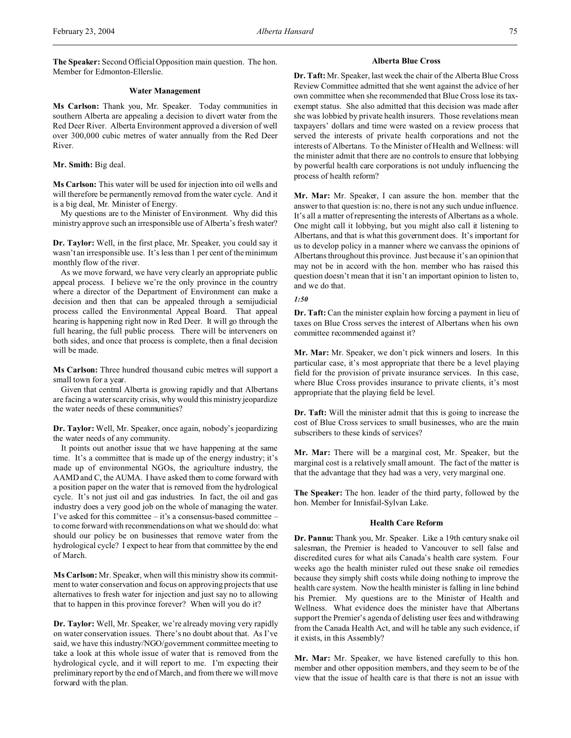**The Speaker:** Second Official Opposition main question. The hon. Member for Edmonton-Ellerslie.

### Water Management

**Ms Carlson:** Thank you, Mr. Speaker. Today communities in southern Alberta are appealing a decision to divert water from the Red Deer River. Alberta Environment approved a diversion of well over 300,000 cubic metres of water annually from the Red Deer River.

**Mr. Smith:** Big deal.

**Ms Carlson:** This water will be used for injection into oil wells and will therefore be permanently removed from the water cycle. And it is a big deal, Mr. Minister of Energy.

My questions are to the Minister of Environment. Why did this ministry approve such an irresponsible use of Alberta's fresh water?

**Dr. Taylor:** Well, in the first place, Mr. Speaker, you could say it wasn't an irresponsible use. It's less than 1 per cent of the minimum monthly flow of the river.

As we move forward, we have very clearly an appropriate public appeal process. I believe we're the only province in the country where a director of the Department of Environment can make a decision and then that can be appealed through a semijudicial process called the Environmental Appeal Board. That appeal hearing is happening right now in Red Deer. It will go through the full hearing, the full public process. There will be interveners on both sides, and once that process is complete, then a final decision will be made.

**Ms Carlson:** Three hundred thousand cubic metres will support a small town for a year.

Given that central Alberta is growing rapidly and that Albertans are facing a water scarcity crisis, why would this ministry jeopardize the water needs of these communities?

**Dr. Taylor:** Well, Mr. Speaker, once again, nobody's jeopardizing the water needs of any community.

It points out another issue that we have happening at the same time. It's a committee that is made up of the energy industry; it's made up of environmental NGOs, the agriculture industry, the AAMD and C, the AUMA. I have asked them to come forward with a position paper on the water that is removed from the hydrological cycle. It's not just oil and gas industries. In fact, the oil and gas industry does a very good job on the whole of managing the water. I've asked for this committee – it's a consensus-based committee – to come forward with recommendations on what we should do: what should our policy be on businesses that remove water from the hydrological cycle? I expect to hear from that committee by the end of March.

**Ms Carlson:** Mr. Speaker, when will this ministry show its commitment to water conservation and focus on approving projects that use alternatives to fresh water for injection and just say no to allowing that to happen in this province forever? When will you do it?

**Dr. Taylor:** Well, Mr. Speaker, we're already moving very rapidly on water conservation issues. There's no doubt about that. As I've said, we have this industry/NGO/government committee meeting to take a look at this whole issue of water that is removed from the hydrological cycle, and it will report to me. I'm expecting their preliminary report by the end of March, and from there we will move forward with the plan.

### Alberta Blue Cross

**Dr. Taft:** Mr. Speaker, last week the chair of the Alberta Blue Cross Review Committee admitted that she went against the advice of her own committee when she recommended that Blue Cross lose its tax-exempt status. She also admitted that this decision was made after she was lobbied by private health insurers. Those revelations mean taxpayers' dollars and time were wasted on a review process that served the interests of private health corporations and not the interests of Albertans. To the Minister of Health and Wellness: will the minister admit that there are no controls to ensure that lobbying by powerful health care corporations is not unduly influencing the process of health reform?

**Mr. Mar:** Mr. Speaker, I can assure the hon. member that the answer to that question is: no, there is not any such undue influence. It's all a matter of representing the interests of Albertans as a whole. One might call it lobbying, but you might also call it listening to Albertans, and that is what this government does. It's important for us to develop policy in a manner where we canvass the opinions of Albertans throughout this province. Just because it's an opinion that may not be in accord with the hon. member who has raised this question doesn't mean that it isn't an important opinion to listen to, and we do that.

*1:50*

**Dr. Taft:** Can the minister explain how forcing a payment in lieu of taxes on Blue Cross serves the interest of Albertans when his own committee recommended against it?

**Mr. Mar:** Mr. Speaker, we don't pick winners and losers. In this particular case, it's most appropriate that there be a level playing field for the provision of private insurance services. In this case, where Blue Cross provides insurance to private clients, it's most appropriate that the playing field be level.

**Dr. Taft:** Will the minister admit that this is going to increase the cost of Blue Cross services to small businesses, who are the main subscribers to these kinds of services?

**Mr. Mar:** There will be a marginal cost, Mr. Speaker, but the marginal cost is a relatively small amount. The fact of the matter is that the advantage that they had was a very, very marginal one.

**The Speaker:** The hon. leader of the third party, followed by the hon. Member for Innisfail-Sylvan Lake.

### Health Care Reform

**Dr. Pannu:** Thank you, Mr. Speaker. Like a 19th century snake oil salesman, the Premier is headed to Vancouver to sell false and discredited cures for what ails Canada's health care system. Four weeks ago the health minister ruled out these snake oil remedies because they simply shift costs while doing nothing to improve the health care system. Now the health minister is falling in line behind his Premier. My questions are to the Minister of Health and Wellness. What evidence does the minister have that Albertans support the Premier's agenda of delisting user fees and withdrawing from the Canada Health Act, and will he table any such evidence, if it exists, in this Assembly?

**Mr. Mar:** Mr. Speaker, we have listened carefully to this hon. member and other opposition members, and they seem to be of the view that the issue of health care is that there is not an issue with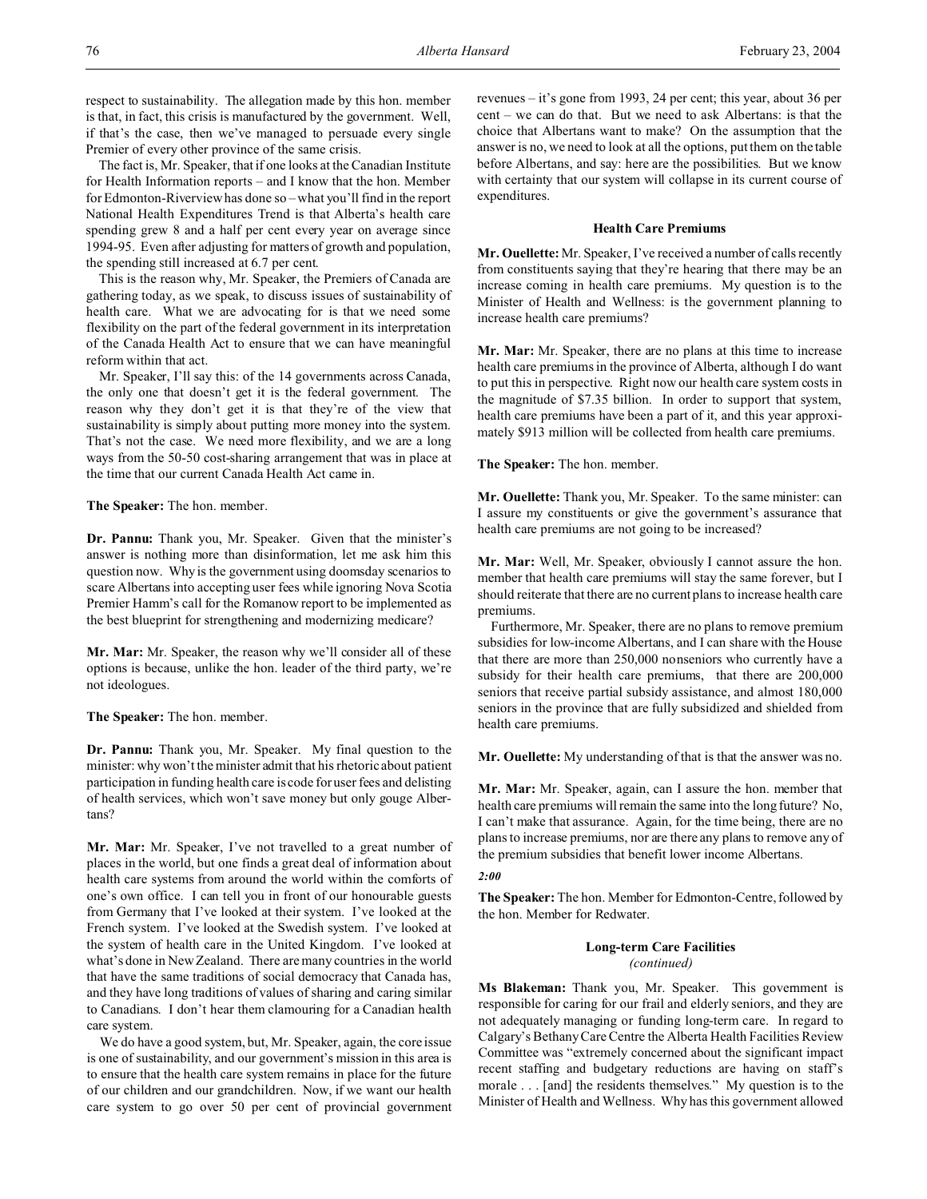respect to sustainability. The allegation made by this hon. member is that, in fact, this crisis is manufactured by the government. Well, if that's the case, then we've managed to persuade every single Premier of every other province of the same crisis.

The fact is, Mr. Speaker, that if one looks at the Canadian Institute for Health Information reports – and I know that the hon. Member for Edmonton-Riverview has done so – what you'll find in the report National Health Expenditures Trend is that Alberta's health care spending grew 8 and a half per cent every year on average since 1994-95. Even after adjusting for matters of growth and population, the spending still increased at 6.7 per cent.

This is the reason why, Mr. Speaker, the Premiers of Canada are gathering today, as we speak, to discuss issues of sustainability of health care. What we are advocating for is that we need some flexibility on the part of the federal government in its interpretation of the Canada Health Act to ensure that we can have meaningful reform within that act.

Mr. Speaker, I'll say this: of the 14 governments across Canada, the only one that doesn't get it is the federal government. The reason why they don't get it is that they're of the view that sustainability is simply about putting more money into the system. That's not the case. We need more flexibility, and we are a long ways from the 50-50 cost-sharing arrangement that was in place at the time that our current Canada Health Act came in.

**The Speaker:** The hon. member.

**Dr. Pannu:** Thank you, Mr. Speaker. Given that the minister's answer is nothing more than disinformation, let me ask him this question now. Why is the government using doomsday scenarios to scare Albertans into accepting user fees while ignoring Nova Scotia Premier Hamm's call for the Romanow report to be implemented as the best blueprint for strengthening and modernizing medicare?

**Mr. Mar:** Mr. Speaker, the reason why we'll consider all of these options is because, unlike the hon. leader of the third party, we're not ideologues.

**The Speaker:** The hon. member.

**Dr. Pannu:** Thank you, Mr. Speaker. My final question to the minister: why won't the minister admit that his rhetoric about patient participation in funding health care is code for user fees and delisting of health services, which won't save money but only gouge Albertans?

**Mr. Mar:** Mr. Speaker, I've not travelled to a great number of places in the world, but one finds a great deal of information about health care systems from around the world within the comforts of one's own office. I can tell you in front of our honourable guests from Germany that I've looked at their system. I've looked at the French system. I've looked at the Swedish system. I've looked at the system of health care in the United Kingdom. I've looked at what's done in New Zealand. There are many countries in the world that have the same traditions of social democracy that Canada has, and they have long traditions of values of sharing and caring similar to Canadians. I don't hear them clamouring for a Canadian health care system.

We do have a good system, but, Mr. Speaker, again, the core issue is one of sustainability, and our government's mission in this area is to ensure that the health care system remains in place for the future of our children and our grandchildren. Now, if we want our health care system to go over 50 per cent of provincial government revenues – it's gone from 1993, 24 per cent; this year, about 36 per cent – we can do that. But we need to ask Albertans: is that the choice that Albertans want to make? On the assumption that the answer is no, we need to look at all the options, put them on the table before Albertans, and say: here are the possibilities. But we know with certainty that our system will collapse in its current course of expenditures.

### Health Care Premiums

**Mr. Ouellette:** Mr. Speaker, I've received a number of calls recently from constituents saying that they're hearing that there may be an increase coming in health care premiums. My question is to the Minister of Health and Wellness: is the government planning to increase health care premiums?

**Mr. Mar:** Mr. Speaker, there are no plans at this time to increase health care premiums in the province of Alberta, although I do want to put this in perspective. Right now our health care system costs in the magnitude of $7.35 billion. In order to support that system, health care premiums have been a part of it, and this year approximately $913 million will be collected from health care premiums.

**The Speaker:** The hon. member.

**Mr. Ouellette:** Thank you, Mr. Speaker. To the same minister: can I assure my constituents or give the government's assurance that health care premiums are not going to be increased?

**Mr. Mar:** Well, Mr. Speaker, obviously I cannot assure the hon. member that health care premiums will stay the same forever, but I should reiterate that there are no current plans to increase health care premiums.

Furthermore, Mr. Speaker, there are no plans to remove premium subsidies for low-income Albertans, and I can share with the House that there are more than 250,000 nonseniors who currently have a subsidy for their health care premiums, that there are 200,000 seniors that receive partial subsidy assistance, and almost 180,000 seniors in the province that are fully subsidized and shielded from health care premiums.

**Mr. Ouellette:** My understanding of that is that the answer was no.

**Mr. Mar:** Mr. Speaker, again, can I assure the hon. member that health care premiums will remain the same into the long future? No, I can't make that assurance. Again, for the time being, there are no plans to increase premiums, nor are there any plans to remove any of the premium subsidies that benefit lower income Albertans.

*2:00*

**The Speaker:** The hon. Member for Edmonton-Centre, followed by the hon. Member for Redwater.

### Long-term Care Facilities
*(continued)*

**Ms Blakeman:** Thank you, Mr. Speaker. This government is responsible for caring for our frail and elderly seniors, and they are not adequately managing or funding long-term care. In regard to Calgary's Bethany Care Centre the Alberta Health Facilities Review Committee was "extremely concerned about the significant impact recent staffing and budgetary reductions are having on staff's morale . . . [and] the residents themselves." My question is to the Minister of Health and Wellness. Why has this government allowed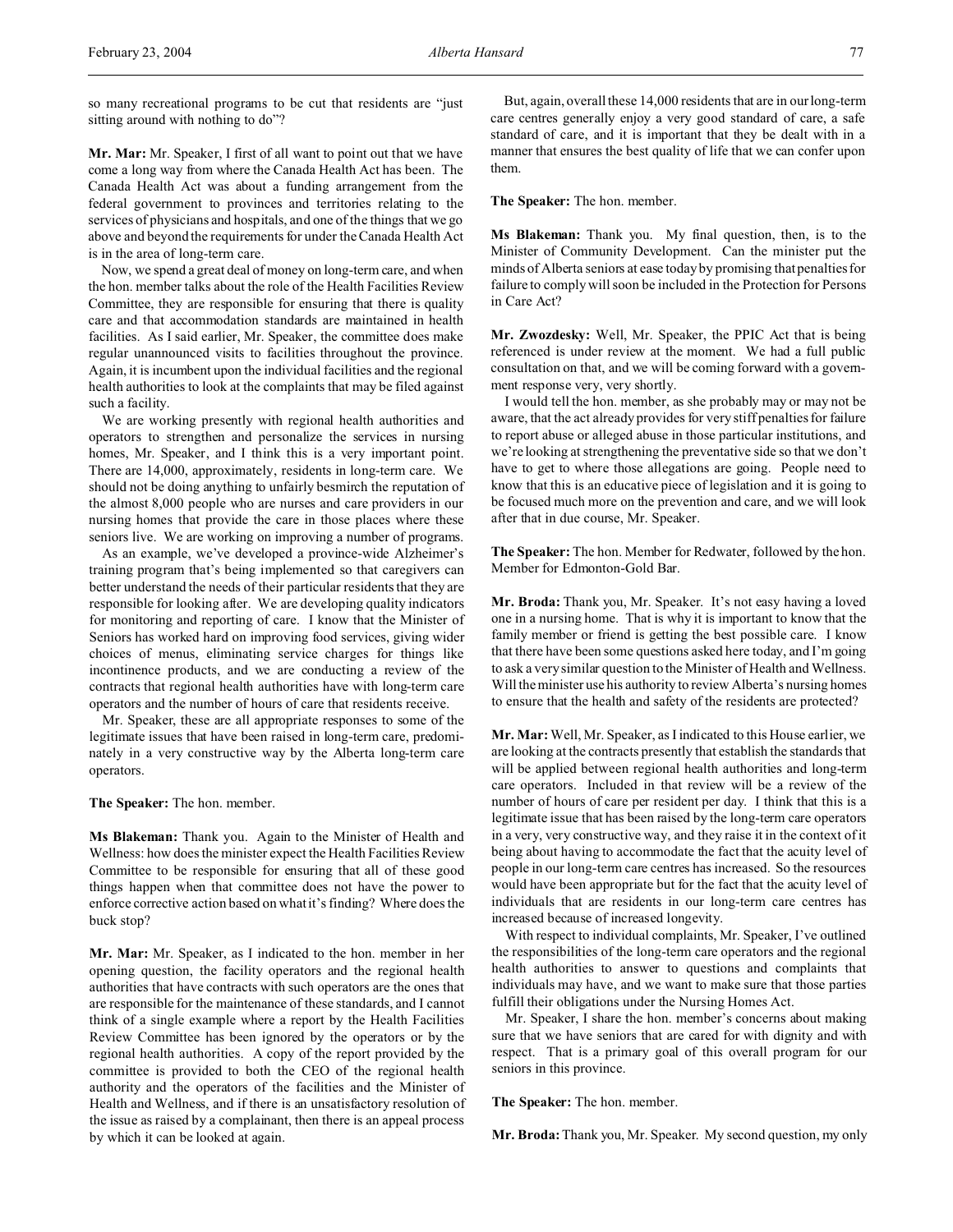so many recreational programs to be cut that residents are "just sitting around with nothing to do"?

**Mr. Mar:** Mr. Speaker, I first of all want to point out that we have come a long way from where the Canada Health Act has been. The Canada Health Act was about a funding arrangement from the federal government to provinces and territories relating to the services of physicians and hospitals, and one of the things that we go above and beyond the requirements for under the Canada Health Act is in the area of long-term care.

Now, we spend a great deal of money on long-term care, and when the hon. member talks about the role of the Health Facilities Review Committee, they are responsible for ensuring that there is quality care and that accommodation standards are maintained in health facilities. As I said earlier, Mr. Speaker, the committee does make regular unannounced visits to facilities throughout the province. Again, it is incumbent upon the individual facilities and the regional health authorities to look at the complaints that may be filed against such a facility.

We are working presently with regional health authorities and operators to strengthen and personalize the services in nursing homes, Mr. Speaker, and I think this is a very important point. There are 14,000, approximately, residents in long-term care. We should not be doing anything to unfairly besmirch the reputation of the almost 8,000 people who are nurses and care providers in our nursing homes that provide the care in those places where these seniors live. We are working on improving a number of programs.

As an example, we've developed a province-wide Alzheimer's training program that's being implemented so that caregivers can better understand the needs of their particular residents that they are responsible for looking after. We are developing quality indicators for monitoring and reporting of care. I know that the Minister of Seniors has worked hard on improving food services, giving wider choices of menus, eliminating service charges for things like incontinence products, and we are conducting a review of the contracts that regional health authorities have with long-term care operators and the number of hours of care that residents receive.

Mr. Speaker, these are all appropriate responses to some of the legitimate issues that have been raised in long-term care, predominately in a very constructive way by the Alberta long-term care operators.

**The Speaker:** The hon. member.

**Ms Blakeman:** Thank you. Again to the Minister of Health and Wellness: how does the minister expect the Health Facilities Review Committee to be responsible for ensuring that all of these good things happen when that committee does not have the power to enforce corrective action based on what it's finding? Where does the buck stop?

**Mr. Mar:** Mr. Speaker, as I indicated to the hon. member in her opening question, the facility operators and the regional health authorities that have contracts with such operators are the ones that are responsible for the maintenance of these standards, and I cannot think of a single example where a report by the Health Facilities Review Committee has been ignored by the operators or by the regional health authorities. A copy of the report provided by the committee is provided to both the CEO of the regional health authority and the operators of the facilities and the Minister of Health and Wellness, and if there is an unsatisfactory resolution of the issue as raised by a complainant, then there is an appeal process by which it can be looked at again.

But, again, overall these 14,000 residents that are in our long-term care centres generally enjoy a very good standard of care, a safe standard of care, and it is important that they be dealt with in a manner that ensures the best quality of life that we can confer upon them.

**The Speaker:** The hon. member.

**Ms Blakeman:** Thank you. My final question, then, is to the Minister of Community Development. Can the minister put the minds of Alberta seniors at ease today by promising that penalties for failure to comply will soon be included in the Protection for Persons in Care Act?

**Mr. Zwozdesky:** Well, Mr. Speaker, the PPIC Act that is being referenced is under review at the moment. We had a full public consultation on that, and we will be coming forward with a government response very, very shortly.

I would tell the hon. member, as she probably may or may not be aware, that the act already provides for very stiff penalties for failure to report abuse or alleged abuse in those particular institutions, and we're looking at strengthening the preventative side so that we don't have to get to where those allegations are going. People need to know that this is an educative piece of legislation and it is going to be focused much more on the prevention and care, and we will look after that in due course, Mr. Speaker.

**The Speaker:** The hon. Member for Redwater, followed by the hon. Member for Edmonton-Gold Bar.

**Mr. Broda:** Thank you, Mr. Speaker. It's not easy having a loved one in a nursing home. That is why it is important to know that the family member or friend is getting the best possible care. I know that there have been some questions asked here today, and I'm going to ask a very similar question to the Minister of Health and Wellness. Will the minister use his authority to review Alberta's nursing homes to ensure that the health and safety of the residents are protected?

**Mr. Mar:** Well, Mr. Speaker, as I indicated to this House earlier, we are looking at the contracts presently that establish the standards that will be applied between regional health authorities and long-term care operators. Included in that review will be a review of the number of hours of care per resident per day. I think that this is a legitimate issue that has been raised by the long-term care operators in a very, very constructive way, and they raise it in the context of it being about having to accommodate the fact that the acuity level of people in our long-term care centres has increased. So the resources would have been appropriate but for the fact that the acuity level of individuals that are residents in our long-term care centres has increased because of increased longevity.

With respect to individual complaints, Mr. Speaker, I've outlined the responsibilities of the long-term care operators and the regional health authorities to answer to questions and complaints that individuals may have, and we want to make sure that those parties fulfill their obligations under the Nursing Homes Act.

Mr. Speaker, I share the hon. member's concerns about making sure that we have seniors that are cared for with dignity and with respect. That is a primary goal of this overall program for our seniors in this province.

**The Speaker:** The hon. member.

**Mr. Broda:** Thank you, Mr. Speaker. My second question, my only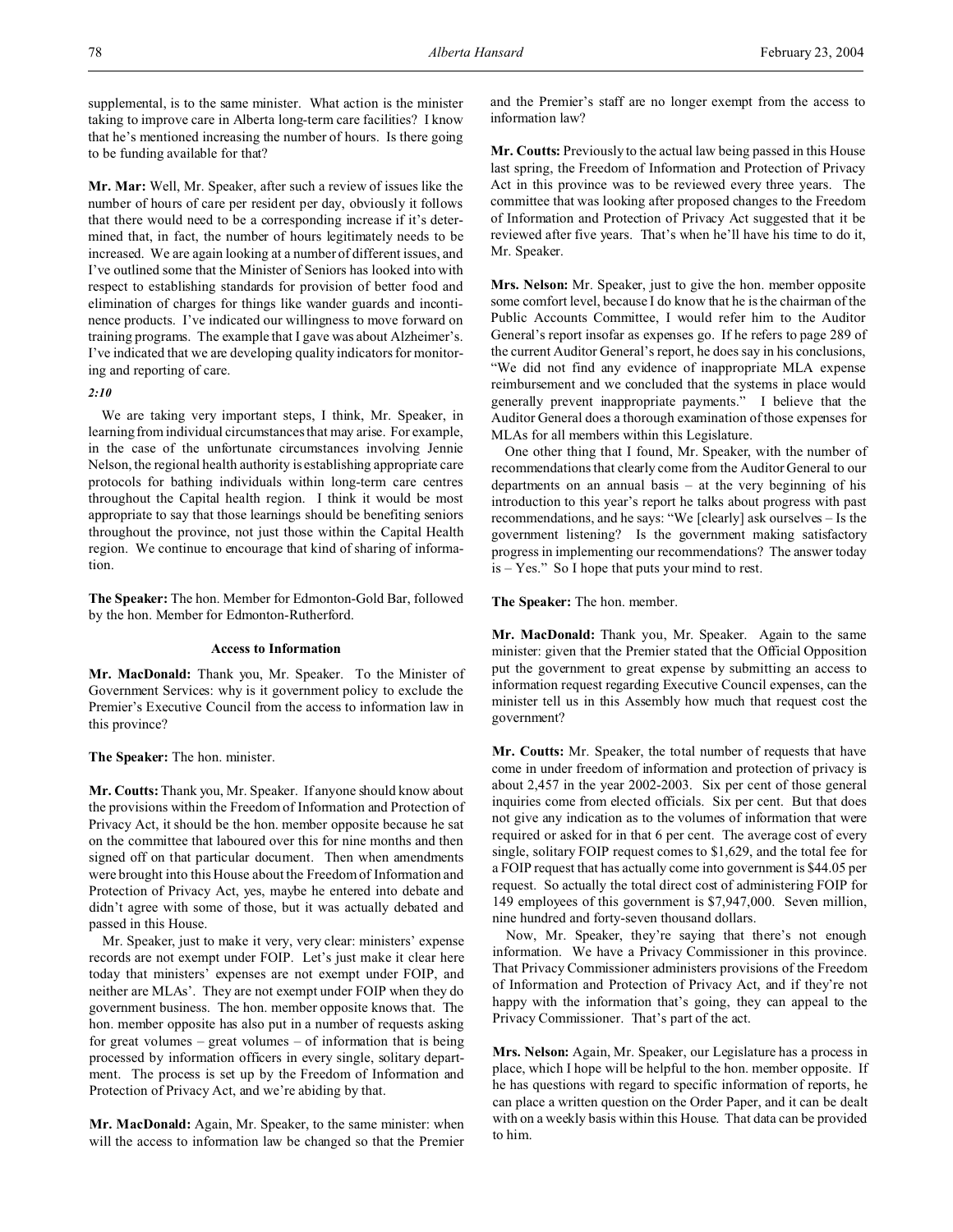supplemental, is to the same minister. What action is the minister taking to improve care in Alberta long-term care facilities? I know that he's mentioned increasing the number of hours. Is there going to be funding available for that?

**Mr. Mar:** Well, Mr. Speaker, after such a review of issues like the number of hours of care per resident per day, obviously it follows that there would need to be a corresponding increase if it's determined that, in fact, the number of hours legitimately needs to be increased. We are again looking at a number of different issues, and I've outlined some that the Minister of Seniors has looked into with respect to establishing standards for provision of better food and elimination of charges for things like wander guards and incontinence products. I've indicated our willingness to move forward on training programs. The example that I gave was about Alzheimer's. I've indicated that we are developing quality indicators for monitoring and reporting of care.

*2:10*

We are taking very important steps, I think, Mr. Speaker, in learning from individual circumstances that may arise. For example, in the case of the unfortunate circumstances involving Jennie Nelson, the regional health authority is establishing appropriate care protocols for bathing individuals within long-term care centres throughout the Capital health region. I think it would be most appropriate to say that those learnings should be benefiting seniors throughout the province, not just those within the Capital Health region. We continue to encourage that kind of sharing of information.

**The Speaker:** The hon. Member for Edmonton-Gold Bar, followed by the hon. Member for Edmonton-Rutherford.

### Access to Information

**Mr. MacDonald:** Thank you, Mr. Speaker. To the Minister of Government Services: why is it government policy to exclude the Premier's Executive Council from the access to information law in this province?

**The Speaker:** The hon. minister.

**Mr. Coutts:** Thank you, Mr. Speaker. If anyone should know about the provisions within the Freedom of Information and Protection of Privacy Act, it should be the hon. member opposite because he sat on the committee that laboured over this for nine months and then signed off on that particular document. Then when amendments were brought into this House about the Freedom of Information and Protection of Privacy Act, yes, maybe he entered into debate and didn't agree with some of those, but it was actually debated and passed in this House.

Mr. Speaker, just to make it very, very clear: ministers' expense records are not exempt under FOIP. Let's just make it clear here today that ministers' expenses are not exempt under FOIP, and neither are MLAs'. They are not exempt under FOIP when they do government business. The hon. member opposite knows that. The hon. member opposite has also put in a number of requests asking for great volumes – great volumes – of information that is being processed by information officers in every single, solitary department. The process is set up by the Freedom of Information and Protection of Privacy Act, and we're abiding by that.

**Mr. MacDonald:** Again, Mr. Speaker, to the same minister: when will the access to information law be changed so that the Premier and the Premier's staff are no longer exempt from the access to information law?

**Mr. Coutts:** Previously to the actual law being passed in this House last spring, the Freedom of Information and Protection of Privacy Act in this province was to be reviewed every three years. The committee that was looking after proposed changes to the Freedom of Information and Protection of Privacy Act suggested that it be reviewed after five years. That's when he'll have his time to do it, Mr. Speaker.

**Mrs. Nelson:** Mr. Speaker, just to give the hon. member opposite some comfort level, because I do know that he is the chairman of the Public Accounts Committee, I would refer him to the Auditor General's report insofar as expenses go. If he refers to page 289 of the current Auditor General's report, he does say in his conclusions, "We did not find any evidence of inappropriate MLA expense reimbursement and we concluded that the systems in place would generally prevent inappropriate payments." I believe that the Auditor General does a thorough examination of those expenses for MLAs for all members within this Legislature.

One other thing that I found, Mr. Speaker, with the number of recommendations that clearly come from the Auditor General to our departments on an annual basis – at the very beginning of his introduction to this year's report he talks about progress with past recommendations, and he says: "We [clearly] ask ourselves – Is the government listening? Is the government making satisfactory progress in implementing our recommendations? The answer today is – Yes." So I hope that puts your mind to rest.

**The Speaker:** The hon. member.

**Mr. MacDonald:** Thank you, Mr. Speaker. Again to the same minister: given that the Premier stated that the Official Opposition put the government to great expense by submitting an access to information request regarding Executive Council expenses, can the minister tell us in this Assembly how much that request cost the government?

**Mr. Coutts:** Mr. Speaker, the total number of requests that have come in under freedom of information and protection of privacy is about 2,457 in the year 2002-2003. Six per cent of those general inquiries come from elected officials. Six per cent. But that does not give any indication as to the volumes of information that were required or asked for in that 6 per cent. The average cost of every single, solitary FOIP request comes to $1,629, and the total fee for a FOIP request that has actually come into government is $44.05 per request. So actually the total direct cost of administering FOIP for 149 employees of this government is $7,947,000. Seven million, nine hundred and forty-seven thousand dollars.

Now, Mr. Speaker, they're saying that there's not enough information. We have a Privacy Commissioner in this province. That Privacy Commissioner administers provisions of the Freedom of Information and Protection of Privacy Act, and if they're not happy with the information that's going, they can appeal to the Privacy Commissioner. That's part of the act.

**Mrs. Nelson:** Again, Mr. Speaker, our Legislature has a process in place, which I hope will be helpful to the hon. member opposite. If he has questions with regard to specific information of reports, he can place a written question on the Order Paper, and it can be dealt with on a weekly basis within this House. That data can be provided to him.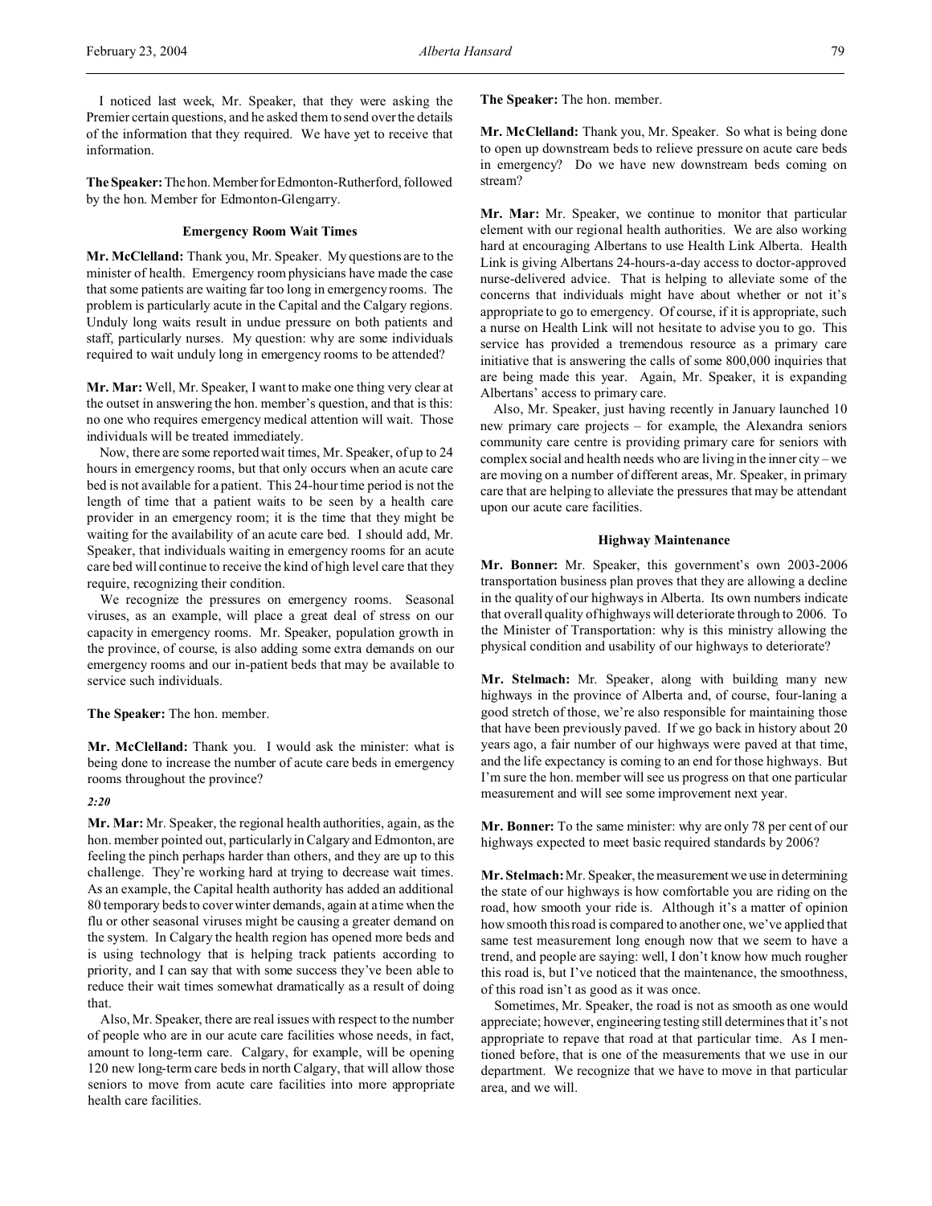I noticed last week, Mr. Speaker, that they were asking the Premier certain questions, and he asked them to send over the details of the information that they required. We have yet to receive that information.

**The Speaker:** The hon. Member for Edmonton-Rutherford, followed by the hon. Member for Edmonton-Glengarry.

### Emergency Room Wait Times

**Mr. McClelland:** Thank you, Mr. Speaker. My questions are to the minister of health. Emergency room physicians have made the case that some patients are waiting far too long in emergency rooms. The problem is particularly acute in the Capital and the Calgary regions. Unduly long waits result in undue pressure on both patients and staff, particularly nurses. My question: why are some individuals required to wait unduly long in emergency rooms to be attended?

**Mr. Mar:** Well, Mr. Speaker, I want to make one thing very clear at the outset in answering the hon. member's question, and that is this: no one who requires emergency medical attention will wait. Those individuals will be treated immediately.

Now, there are some reported wait times, Mr. Speaker, of up to 24 hours in emergency rooms, but that only occurs when an acute care bed is not available for a patient. This 24-hour time period is not the length of time that a patient waits to be seen by a health care provider in an emergency room; it is the time that they might be waiting for the availability of an acute care bed. I should add, Mr. Speaker, that individuals waiting in emergency rooms for an acute care bed will continue to receive the kind of high level care that they require, recognizing their condition.

We recognize the pressures on emergency rooms. Seasonal viruses, as an example, will place a great deal of stress on our capacity in emergency rooms. Mr. Speaker, population growth in the province, of course, is also adding some extra demands on our emergency rooms and our in-patient beds that may be available to service such individuals.

**The Speaker:** The hon. member.

**Mr. McClelland:** Thank you. I would ask the minister: what is being done to increase the number of acute care beds in emergency rooms throughout the province?

*2:20*

**Mr. Mar:** Mr. Speaker, the regional health authorities, again, as the hon. member pointed out, particularly in Calgary and Edmonton, are feeling the pinch perhaps harder than others, and they are up to this challenge. They're working hard at trying to decrease wait times. As an example, the Capital health authority has added an additional 80 temporary beds to cover winter demands, again at a time when the flu or other seasonal viruses might be causing a greater demand on the system. In Calgary the health region has opened more beds and is using technology that is helping track patients according to priority, and I can say that with some success they've been able to reduce their wait times somewhat dramatically as a result of doing that.

Also, Mr. Speaker, there are real issues with respect to the number of people who are in our acute care facilities whose needs, in fact, amount to long-term care. Calgary, for example, will be opening 120 new long-term care beds in north Calgary, that will allow those seniors to move from acute care facilities into more appropriate health care facilities.

**The Speaker:** The hon. member.

**Mr. McClelland:** Thank you, Mr. Speaker. So what is being done to open up downstream beds to relieve pressure on acute care beds in emergency? Do we have new downstream beds coming on stream?

**Mr. Mar:** Mr. Speaker, we continue to monitor that particular element with our regional health authorities. We are also working hard at encouraging Albertans to use Health Link Alberta. Health Link is giving Albertans 24-hours-a-day access to doctor-approved nurse-delivered advice. That is helping to alleviate some of the concerns that individuals might have about whether or not it's appropriate to go to emergency. Of course, if it is appropriate, such a nurse on Health Link will not hesitate to advise you to go. This service has provided a tremendous resource as a primary care initiative that is answering the calls of some 800,000 inquiries that are being made this year. Again, Mr. Speaker, it is expanding Albertans' access to primary care.

Also, Mr. Speaker, just having recently in January launched 10 new primary care projects – for example, the Alexandra seniors community care centre is providing primary care for seniors with complex social and health needs who are living in the inner city – we are moving on a number of different areas, Mr. Speaker, in primary care that are helping to alleviate the pressures that may be attendant upon our acute care facilities.

### Highway Maintenance

**Mr. Bonner:** Mr. Speaker, this government's own 2003-2006 transportation business plan proves that they are allowing a decline in the quality of our highways in Alberta. Its own numbers indicate that overall quality of highways will deteriorate through to 2006. To the Minister of Transportation: why is this ministry allowing the physical condition and usability of our highways to deteriorate?

**Mr. Stelmach:** Mr. Speaker, along with building many new highways in the province of Alberta and, of course, four-laning a good stretch of those, we're also responsible for maintaining those that have been previously paved. If we go back in history about 20 years ago, a fair number of our highways were paved at that time, and the life expectancy is coming to an end for those highways. But I'm sure the hon. member will see us progress on that one particular measurement and will see some improvement next year.

**Mr. Bonner:** To the same minister: why are only 78 per cent of our highways expected to meet basic required standards by 2006?

**Mr. Stelmach:** Mr. Speaker, the measurement we use in determining the state of our highways is how comfortable you are riding on the road, how smooth your ride is. Although it's a matter of opinion how smooth this road is compared to another one, we've applied that same test measurement long enough now that we seem to have a trend, and people are saying: well, I don't know how much rougher this road is, but I've noticed that the maintenance, the smoothness, of this road isn't as good as it was once.

Sometimes, Mr. Speaker, the road is not as smooth as one would appreciate; however, engineering testing still determines that it's not appropriate to repave that road at that particular time. As I mentioned before, that is one of the measurements that we use in our department. We recognize that we have to move in that particular area, and we will.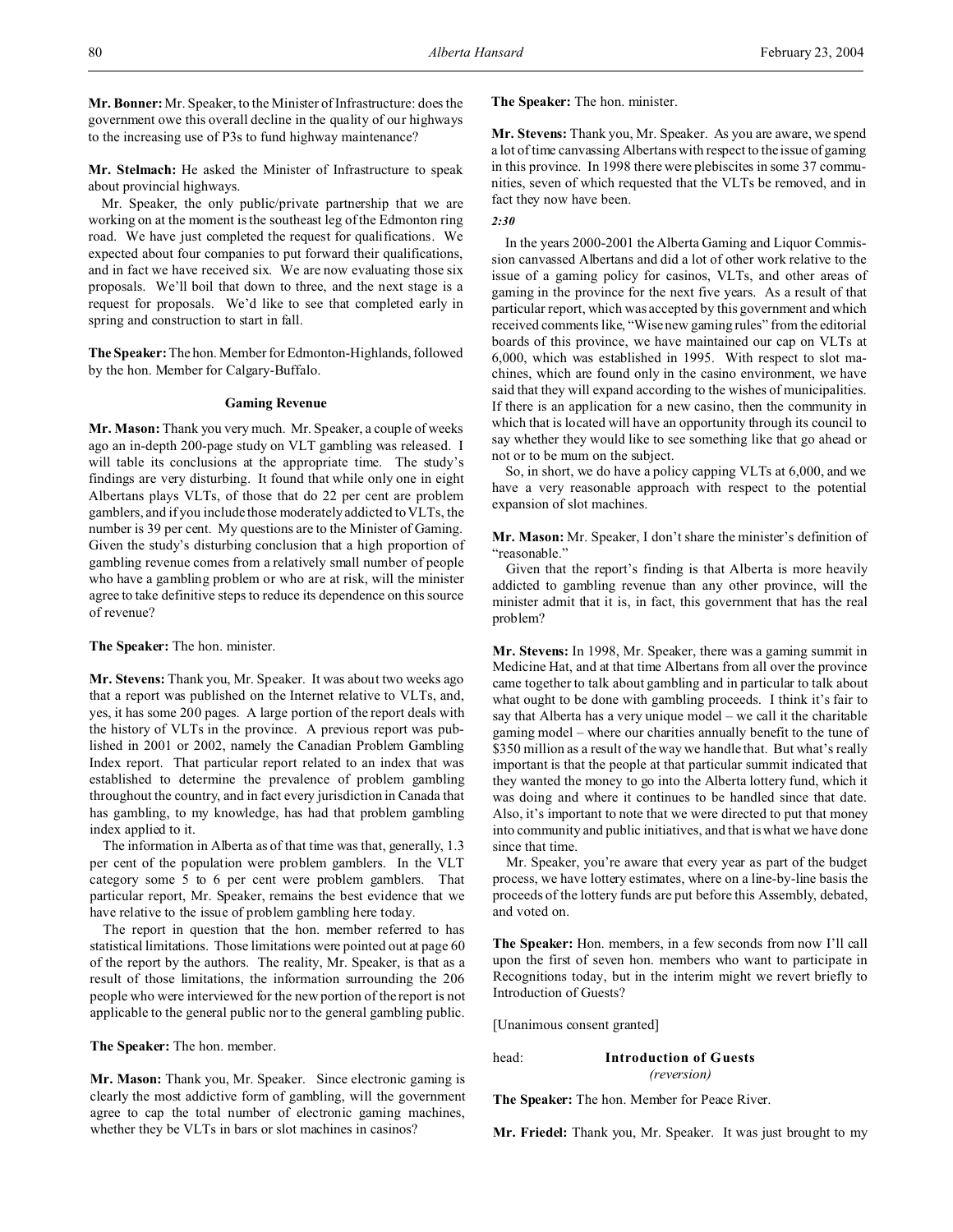**Mr. Bonner:** Mr. Speaker, to the Minister of Infrastructure: does the government owe this overall decline in the quality of our highways to the increasing use of P3s to fund highway maintenance?

**Mr. Stelmach:** He asked the Minister of Infrastructure to speak about provincial highways.

Mr. Speaker, the only public/private partnership that we are working on at the moment is the southeast leg of the Edmonton ring road. We have just completed the request for qualifications. We expected about four companies to put forward their qualifications, and in fact we have received six. We are now evaluating those six proposals. We'll boil that down to three, and the next stage is a request for proposals. We'd like to see that completed early in spring and construction to start in fall.

**The Speaker:** The hon. Member for Edmonton-Highlands, followed by the hon. Member for Calgary-Buffalo.

### Gaming Revenue

**Mr. Mason:** Thank you very much. Mr. Speaker, a couple of weeks ago an in-depth 200-page study on VLT gambling was released. I will table its conclusions at the appropriate time. The study's findings are very disturbing. It found that while only one in eight Albertans plays VLTs, of those that do 22 per cent are problem gamblers, and if you include those moderately addicted to VLTs, the number is 39 per cent. My questions are to the Minister of Gaming. Given the study's disturbing conclusion that a high proportion of gambling revenue comes from a relatively small number of people who have a gambling problem or who are at risk, will the minister agree to take definitive steps to reduce its dependence on this source of revenue?

**The Speaker:** The hon. minister.

**Mr. Stevens:** Thank you, Mr. Speaker. It was about two weeks ago that a report was published on the Internet relative to VLTs, and, yes, it has some 200 pages. A large portion of the report deals with the history of VLTs in the province. A previous report was published in 2001 or 2002, namely the Canadian Problem Gambling Index report. That particular report related to an index that was established to determine the prevalence of problem gambling throughout the country, and in fact every jurisdiction in Canada that has gambling, to my knowledge, has had that problem gambling index applied to it.

The information in Alberta as of that time was that, generally, 1.3 per cent of the population were problem gamblers. In the VLT category some 5 to 6 per cent were problem gamblers. That particular report, Mr. Speaker, remains the best evidence that we have relative to the issue of problem gambling here today.

The report in question that the hon. member referred to has statistical limitations. Those limitations were pointed out at page 60 of the report by the authors. The reality, Mr. Speaker, is that as a result of those limitations, the information surrounding the 206 people who were interviewed for the new portion of the report is not applicable to the general public nor to the general gambling public.

**The Speaker:** The hon. member.

**Mr. Mason:** Thank you, Mr. Speaker. Since electronic gaming is clearly the most addictive form of gambling, will the government agree to cap the total number of electronic gaming machines, whether they be VLTs in bars or slot machines in casinos?

**The Speaker:** The hon. minister.

**Mr. Stevens:** Thank you, Mr. Speaker. As you are aware, we spend a lot of time canvassing Albertans with respect to the issue of gaming in this province. In 1998 there were plebiscites in some 37 communities, seven of which requested that the VLTs be removed, and in fact they now have been.

*2:30*

In the years 2000-2001 the Alberta Gaming and Liquor Commission canvassed Albertans and did a lot of other work relative to the issue of a gaming policy for casinos, VLTs, and other areas of gaming in the province for the next five years. As a result of that particular report, which was accepted by this government and which received comments like, "Wise new gaming rules" from the editorial boards of this province, we have maintained our cap on VLTs at 6,000, which was established in 1995. With respect to slot machines, which are found only in the casino environment, we have said that they will expand according to the wishes of municipalities. If there is an application for a new casino, then the community in which that is located will have an opportunity through its council to say whether they would like to see something like that go ahead or not or to be mum on the subject.

So, in short, we do have a policy capping VLTs at 6,000, and we have a very reasonable approach with respect to the potential expansion of slot machines.

**Mr. Mason:** Mr. Speaker, I don't share the minister's definition of "reasonable."

Given that the report's finding is that Alberta is more heavily addicted to gambling revenue than any other province, will the minister admit that it is, in fact, this government that has the real problem?

**Mr. Stevens:** In 1998, Mr. Speaker, there was a gaming summit in Medicine Hat, and at that time Albertans from all over the province came together to talk about gambling and in particular to talk about what ought to be done with gambling proceeds. I think it's fair to say that Alberta has a very unique model – we call it the charitable gaming model – where our charities annually benefit to the tune of \$350 million as a result of the way we handle that. But what's really important is that the people at that particular summit indicated that they wanted the money to go into the Alberta lottery fund, which it was doing and where it continues to be handled since that date. Also, it's important to note that we were directed to put that money into community and public initiatives, and that is what we have done since that time.

Mr. Speaker, you're aware that every year as part of the budget process, we have lottery estimates, where on a line-by-line basis the proceeds of the lottery funds are put before this Assembly, debated, and voted on.

**The Speaker:** Hon. members, in a few seconds from now I'll call upon the first of seven hon. members who want to participate in Recognitions today, but in the interim might we revert briefly to Introduction of Guests?

[Unanimous consent granted]

head: **Introduction of Guests**
*(reversion)*

**The Speaker:** The hon. Member for Peace River.

**Mr. Friedel:** Thank you, Mr. Speaker. It was just brought to my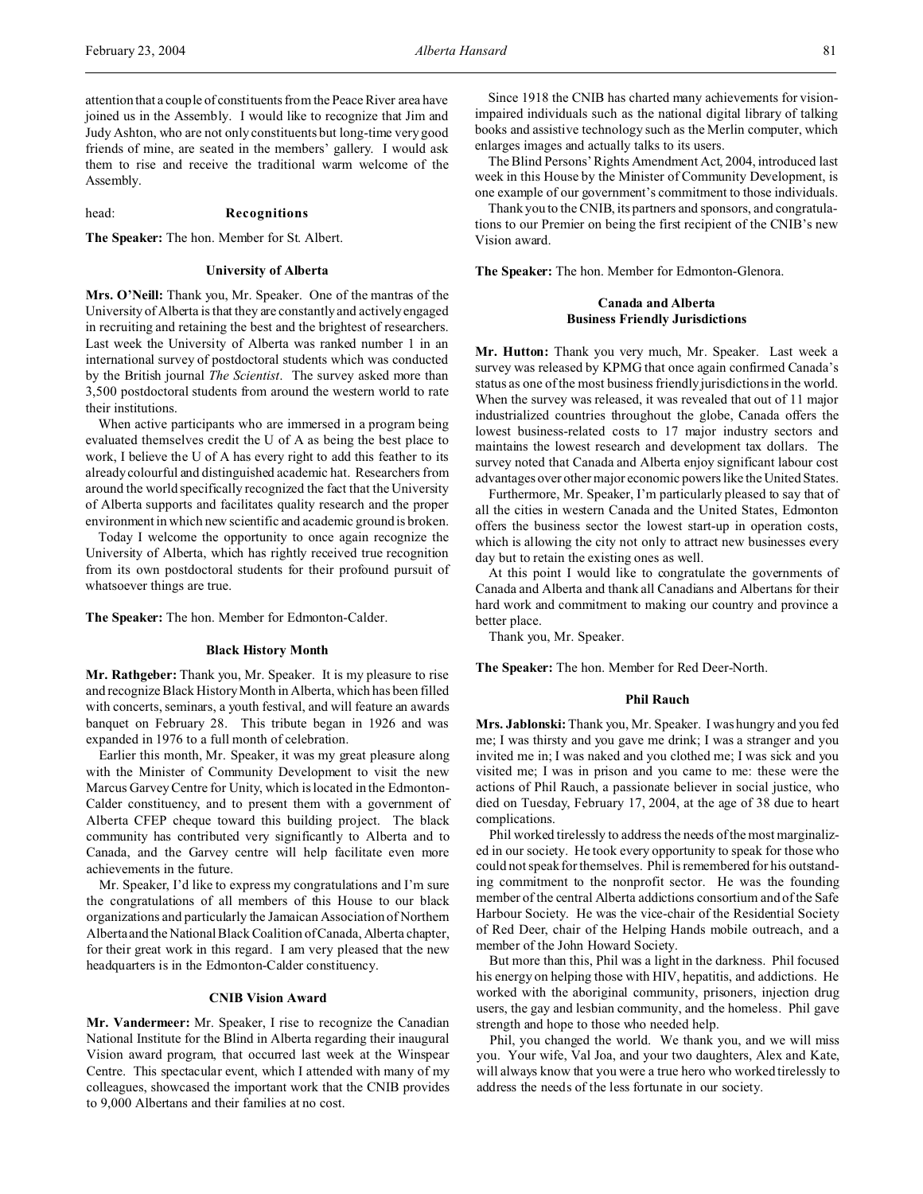attention that a couple of constituents from the Peace River area have joined us in the Assembly. I would like to recognize that Jim and Judy Ashton, who are not only constituents but long-time very good friends of mine, are seated in the members' gallery. I would ask them to rise and receive the traditional warm welcome of the Assembly.

head: **Recognitions**

**The Speaker:** The hon. Member for St. Albert.

### University of Alberta

**Mrs. O'Neill:** Thank you, Mr. Speaker. One of the mantras of the University of Alberta is that they are constantly and actively engaged in recruiting and retaining the best and the brightest of researchers. Last week the University of Alberta was ranked number 1 in an international survey of postdoctoral students which was conducted by the British journal *The Scientist*. The survey asked more than 3,500 postdoctoral students from around the western world to rate their institutions.

When active participants who are immersed in a program being evaluated themselves credit the U of A as being the best place to work, I believe the U of A has every right to add this feather to its already colourful and distinguished academic hat. Researchers from around the world specifically recognized the fact that the University of Alberta supports and facilitates quality research and the proper environment in which new scientific and academic ground is broken.

Today I welcome the opportunity to once again recognize the University of Alberta, which has rightly received true recognition from its own postdoctoral students for their profound pursuit of whatsoever things are true.

**The Speaker:** The hon. Member for Edmonton-Calder.

### Black History Month

**Mr. Rathgeber:** Thank you, Mr. Speaker. It is my pleasure to rise and recognize Black History Month in Alberta, which has been filled with concerts, seminars, a youth festival, and will feature an awards banquet on February 28. This tribute began in 1926 and was expanded in 1976 to a full month of celebration.

Earlier this month, Mr. Speaker, it was my great pleasure along with the Minister of Community Development to visit the new Marcus Garvey Centre for Unity, which is located in the Edmonton-Calder constituency, and to present them with a government of Alberta CFEP cheque toward this building project. The black community has contributed very significantly to Alberta and to Canada, and the Garvey centre will help facilitate even more achievements in the future.

Mr. Speaker, I'd like to express my congratulations and I'm sure the congratulations of all members of this House to our black organizations and particularly the Jamaican Association of Northern Alberta and the National Black Coalition of Canada, Alberta chapter, for their great work in this regard. I am very pleased that the new headquarters is in the Edmonton-Calder constituency.

### CNIB Vision Award

**Mr. Vandermeer:** Mr. Speaker, I rise to recognize the Canadian National Institute for the Blind in Alberta regarding their inaugural Vision award program, that occurred last week at the Winspear Centre. This spectacular event, which I attended with many of my colleagues, showcased the important work that the CNIB provides to 9,000 Albertans and their families at no cost.

Since 1918 the CNIB has charted many achievements for vision-impaired individuals such as the national digital library of talking books and assistive technology such as the Merlin computer, which enlarges images and actually talks to its users.

The Blind Persons' Rights Amendment Act, 2004, introduced last week in this House by the Minister of Community Development, is one example of our government's commitment to those individuals.

Thank you to the CNIB, its partners and sponsors, and congratulations to our Premier on being the first recipient of the CNIB's new Vision award.

**The Speaker:** The hon. Member for Edmonton-Glenora.

### Canada and Alberta Business Friendly Jurisdictions

**Mr. Hutton:** Thank you very much, Mr. Speaker. Last week a survey was released by KPMG that once again confirmed Canada's status as one of the most business friendly jurisdictions in the world. When the survey was released, it was revealed that out of 11 major industrialized countries throughout the globe, Canada offers the lowest business-related costs to 17 major industry sectors and maintains the lowest research and development tax dollars. The survey noted that Canada and Alberta enjoy significant labour cost advantages over other major economic powers like the United States.

Furthermore, Mr. Speaker, I'm particularly pleased to say that of all the cities in western Canada and the United States, Edmonton offers the business sector the lowest start-up in operation costs, which is allowing the city not only to attract new businesses every day but to retain the existing ones as well.

At this point I would like to congratulate the governments of Canada and Alberta and thank all Canadians and Albertans for their hard work and commitment to making our country and province a better place.

Thank you, Mr. Speaker.

**The Speaker:** The hon. Member for Red Deer-North.

### Phil Rauch

**Mrs. Jablonski:** Thank you, Mr. Speaker. I was hungry and you fed me; I was thirsty and you gave me drink; I was a stranger and you invited me in; I was naked and you clothed me; I was sick and you visited me; I was in prison and you came to me: these were the actions of Phil Rauch, a passionate believer in social justice, who died on Tuesday, February 17, 2004, at the age of 38 due to heart complications.

Phil worked tirelessly to address the needs of the most marginalized in our society. He took every opportunity to speak for those who could not speak for themselves. Phil is remembered for his outstanding commitment to the nonprofit sector. He was the founding member of the central Alberta addictions consortium and of the Safe Harbour Society. He was the vice-chair of the Residential Society of Red Deer, chair of the Helping Hands mobile outreach, and a member of the John Howard Society.

But more than this, Phil was a light in the darkness. Phil focused his energy on helping those with HIV, hepatitis, and addictions. He worked with the aboriginal community, prisoners, injection drug users, the gay and lesbian community, and the homeless. Phil gave strength and hope to those who needed help.

Phil, you changed the world. We thank you, and we will miss you. Your wife, Val Joa, and your two daughters, Alex and Kate, will always know that you were a true hero who worked tirelessly to address the needs of the less fortunate in our society.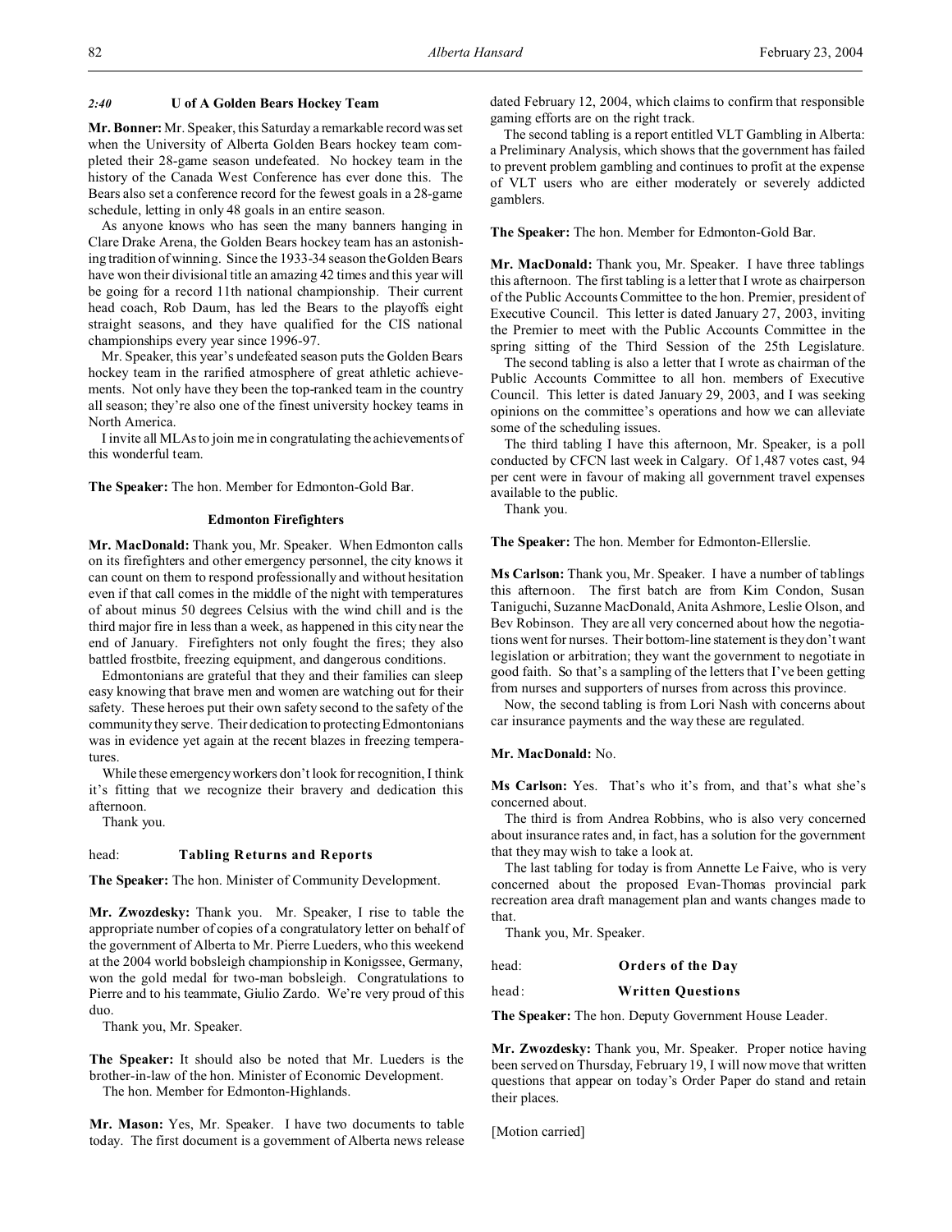*2:40* **U of A Golden Bears Hockey Team**

**Mr. Bonner:** Mr. Speaker, this Saturday a remarkable record was set when the University of Alberta Golden Bears hockey team completed their 28-game season undefeated. No hockey team in the history of the Canada West Conference has ever done this. The Bears also set a conference record for the fewest goals in a 28-game schedule, letting in only 48 goals in an entire season.

As anyone knows who has seen the many banners hanging in Clare Drake Arena, the Golden Bears hockey team has an astonishing tradition of winning. Since the 1933-34 season the Golden Bears have won their divisional title an amazing 42 times and this year will be going for a record 11th national championship. Their current head coach, Rob Daum, has led the Bears to the playoffs eight straight seasons, and they have qualified for the CIS national championships every year since 1996-97.

Mr. Speaker, this year's undefeated season puts the Golden Bears hockey team in the rarified atmosphere of great athletic achievements. Not only have they been the top-ranked team in the country all season; they're also one of the finest university hockey teams in North America.

I invite all MLAs to join me in congratulating the achievements of this wonderful team.

**The Speaker:** The hon. Member for Edmonton-Gold Bar.

**Edmonton Firefighters**

**Mr. MacDonald:** Thank you, Mr. Speaker. When Edmonton calls on its firefighters and other emergency personnel, the city knows it can count on them to respond professionally and without hesitation even if that call comes in the middle of the night with temperatures of about minus 50 degrees Celsius with the wind chill and is the third major fire in less than a week, as happened in this city near the end of January. Firefighters not only fought the fires; they also battled frostbite, freezing equipment, and dangerous conditions.

Edmontonians are grateful that they and their families can sleep easy knowing that brave men and women are watching out for their safety. These heroes put their own safety second to the safety of the community they serve. Their dedication to protecting Edmontonians was in evidence yet again at the recent blazes in freezing temperatures.

While these emergency workers don't look for recognition, I think it's fitting that we recognize their bravery and dedication this afternoon.

Thank you.

head: **Tabling Returns and Reports**

**The Speaker:** The hon. Minister of Community Development.

**Mr. Zwozdesky:** Thank you. Mr. Speaker, I rise to table the appropriate number of copies of a congratulatory letter on behalf of the government of Alberta to Mr. Pierre Lueders, who this weekend at the 2004 world bobsleigh championship in Konigssee, Germany, won the gold medal for two-man bobsleigh. Congratulations to Pierre and to his teammate, Giulio Zardo. We're very proud of this duo.

Thank you, Mr. Speaker.

**The Speaker:** It should also be noted that Mr. Lueders is the brother-in-law of the hon. Minister of Economic Development.

The hon. Member for Edmonton-Highlands.

**Mr. Mason:** Yes, Mr. Speaker. I have two documents to table today. The first document is a government of Alberta news release dated February 12, 2004, which claims to confirm that responsible gaming efforts are on the right track.

The second tabling is a report entitled VLT Gambling in Alberta: a Preliminary Analysis, which shows that the government has failed to prevent problem gambling and continues to profit at the expense of VLT users who are either moderately or severely addicted gamblers.

**The Speaker:** The hon. Member for Edmonton-Gold Bar.

**Mr. MacDonald:** Thank you, Mr. Speaker. I have three tablings this afternoon. The first tabling is a letter that I wrote as chairperson of the Public Accounts Committee to the hon. Premier, president of Executive Council. This letter is dated January 27, 2003, inviting the Premier to meet with the Public Accounts Committee in the spring sitting of the Third Session of the 25th Legislature.

The second tabling is also a letter that I wrote as chairman of the Public Accounts Committee to all hon. members of Executive Council. This letter is dated January 29, 2003, and I was seeking opinions on the committee's operations and how we can alleviate some of the scheduling issues.

The third tabling I have this afternoon, Mr. Speaker, is a poll conducted by CFCN last week in Calgary. Of 1,487 votes cast, 94 per cent were in favour of making all government travel expenses available to the public.

Thank you.

**The Speaker:** The hon. Member for Edmonton-Ellerslie.

**Ms Carlson:** Thank you, Mr. Speaker. I have a number of tablings this afternoon. The first batch are from Kim Condon, Susan Taniguchi, Suzanne MacDonald, Anita Ashmore, Leslie Olson, and Bev Robinson. They are all very concerned about how the negotiations went for nurses. Their bottom-line statement is they don't want legislation or arbitration; they want the government to negotiate in good faith. So that's a sampling of the letters that I've been getting from nurses and supporters of nurses from across this province.

Now, the second tabling is from Lori Nash with concerns about car insurance payments and the way these are regulated.

**Mr. MacDonald:** No.

**Ms Carlson:** Yes. That's who it's from, and that's what she's concerned about.

The third is from Andrea Robbins, who is also very concerned about insurance rates and, in fact, has a solution for the government that they may wish to take a look at.

The last tabling for today is from Annette Le Faive, who is very concerned about the proposed Evan-Thomas provincial park recreation area draft management plan and wants changes made to that.

Thank you, Mr. Speaker.

head: **Orders of the Day**

head: **Written Questions**

**The Speaker:** The hon. Deputy Government House Leader.

**Mr. Zwozdesky:** Thank you, Mr. Speaker. Proper notice having been served on Thursday, February 19, I will now move that written questions that appear on today's Order Paper do stand and retain their places.

[Motion carried]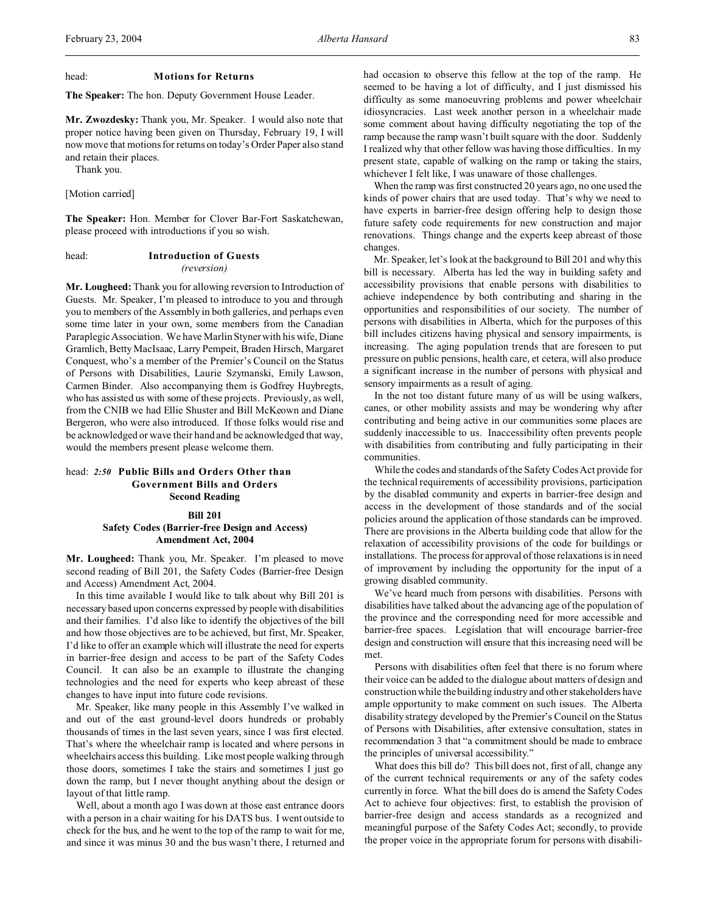head: **Motions for Returns**

**The Speaker:** The hon. Deputy Government House Leader.

**Mr. Zwozdesky:** Thank you, Mr. Speaker. I would also note that proper notice having been given on Thursday, February 19, I will now move that motions for returns on today's Order Paper also stand and retain their places.

Thank you.

[Motion carried]

**The Speaker:** Hon. Member for Clover Bar-Fort Saskatchewan, please proceed with introductions if you so wish.

head: **Introduction of Guests**
*(reversion)*

**Mr. Lougheed:** Thank you for allowing reversion to Introduction of Guests. Mr. Speaker, I'm pleased to introduce to you and through you to members of the Assembly in both galleries, and perhaps even some time later in your own, some members from the Canadian Paraplegic Association. We have Marlin Styner with his wife, Diane Gramlich, Betty MacIsaac, Larry Pempeit, Braden Hirsch, Margaret Conquest, who's a member of the Premier's Council on the Status of Persons with Disabilities, Laurie Szymanski, Emily Lawson, Carmen Binder. Also accompanying them is Godfrey Huybregts, who has assisted us with some of these projects. Previously, as well, from the CNIB we had Ellie Shuster and Bill McKeown and Diane Bergeron, who were also introduced. If those folks would rise and be acknowledged or wave their hand and be acknowledged that way, would the members present please welcome them.

head: *2:50* **Public Bills and Orders Other than Government Bills and Orders**
**Second Reading**

**Bill 201**
**Safety Codes (Barrier-free Design and Access) Amendment Act, 2004**

**Mr. Lougheed:** Thank you, Mr. Speaker. I'm pleased to move second reading of Bill 201, the Safety Codes (Barrier-free Design and Access) Amendment Act, 2004.

In this time available I would like to talk about why Bill 201 is necessary based upon concerns expressed by people with disabilities and their families. I'd also like to identify the objectives of the bill and how those objectives are to be achieved, but first, Mr. Speaker, I'd like to offer an example which will illustrate the need for experts in barrier-free design and access to be part of the Safety Codes Council. It can also be an example to illustrate the changing technologies and the need for experts who keep abreast of these changes to have input into future code revisions.

Mr. Speaker, like many people in this Assembly I've walked in and out of the east ground-level doors hundreds or probably thousands of times in the last seven years, since I was first elected. That's where the wheelchair ramp is located and where persons in wheelchairs access this building. Like most people walking through those doors, sometimes I take the stairs and sometimes I just go down the ramp, but I never thought anything about the design or layout of that little ramp.

Well, about a month ago I was down at those east entrance doors with a person in a chair waiting for his DATS bus. I went outside to check for the bus, and he went to the top of the ramp to wait for me, and since it was minus 30 and the bus wasn't there, I returned and had occasion to observe this fellow at the top of the ramp. He seemed to be having a lot of difficulty, and I just dismissed his difficulty as some manoeuvring problems and power wheelchair idiosyncracies. Last week another person in a wheelchair made some comment about having difficulty negotiating the top of the ramp because the ramp wasn't built square with the door. Suddenly I realized why that other fellow was having those difficulties. In my present state, capable of walking on the ramp or taking the stairs, whichever I felt like, I was unaware of those challenges.

When the ramp was first constructed 20 years ago, no one used the kinds of power chairs that are used today. That's why we need to have experts in barrier-free design offering help to design those future safety code requirements for new construction and major renovations. Things change and the experts keep abreast of those changes.

Mr. Speaker, let's look at the background to Bill 201 and why this bill is necessary. Alberta has led the way in building safety and accessibility provisions that enable persons with disabilities to achieve independence by both contributing and sharing in the opportunities and responsibilities of our society. The number of persons with disabilities in Alberta, which for the purposes of this bill includes citizens having physical and sensory impairments, is increasing. The aging population trends that are foreseen to put pressure on public pensions, health care, et cetera, will also produce a significant increase in the number of persons with physical and sensory impairments as a result of aging.

In the not too distant future many of us will be using walkers, canes, or other mobility assists and may be wondering why after contributing and being active in our communities some places are suddenly inaccessible to us. Inaccessibility often prevents people with disabilities from contributing and fully participating in their communities.

While the codes and standards of the Safety Codes Act provide for the technical requirements of accessibility provisions, participation by the disabled community and experts in barrier-free design and access in the development of those standards and of the social policies around the application of those standards can be improved. There are provisions in the Alberta building code that allow for the relaxation of accessibility provisions of the code for buildings or installations. The process for approval of those relaxations is in need of improvement by including the opportunity for the input of a growing disabled community.

We've heard much from persons with disabilities. Persons with disabilities have talked about the advancing age of the population of the province and the corresponding need for more accessible and barrier-free spaces. Legislation that will encourage barrier-free design and construction will ensure that this increasing need will be met.

Persons with disabilities often feel that there is no forum where their voice can be added to the dialogue about matters of design and construction while the building industry and other stakeholders have ample opportunity to make comment on such issues. The Alberta disability strategy developed by the Premier's Council on the Status of Persons with Disabilities, after extensive consultation, states in recommendation 3 that "a commitment should be made to embrace the principles of universal accessibility."

What does this bill do? This bill does not, first of all, change any of the current technical requirements or any of the safety codes currently in force. What the bill does do is amend the Safety Codes Act to achieve four objectives: first, to establish the provision of barrier-free design and access standards as a recognized and meaningful purpose of the Safety Codes Act; secondly, to provide the proper voice in the appropriate forum for persons with disabili-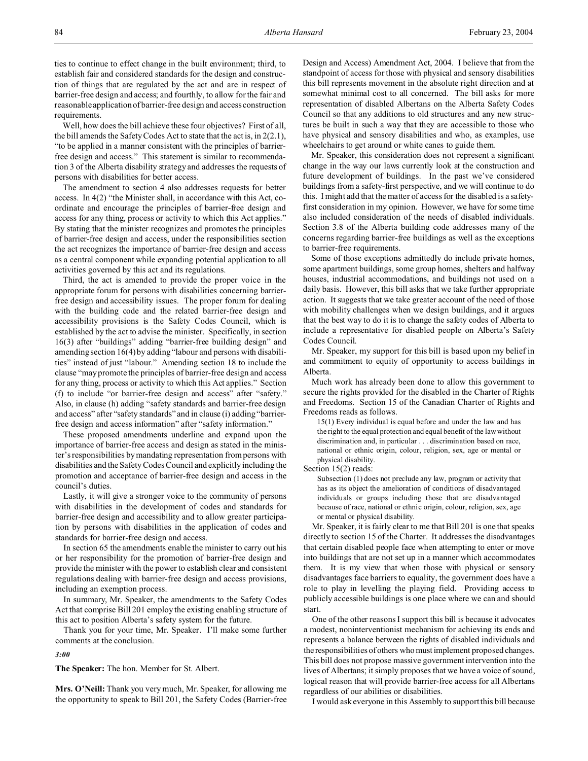ties to continue to effect change in the built environment; third, to establish fair and considered standards for the design and construction of things that are regulated by the act and are in respect of barrier-free design and access; and fourthly, to allow for the fair and reasonable application of barrier-free design and access construction requirements.

Well, how does the bill achieve these four objectives? First of all, the bill amends the Safety Codes Act to state that the act is, in 2(2.1), "to be applied in a manner consistent with the principles of barrier-free design and access." This statement is similar to recommendation 3 of the Alberta disability strategy and addresses the requests of persons with disabilities for better access.

The amendment to section 4 also addresses requests for better access. In 4(2) "the Minister shall, in accordance with this Act, coordinate and encourage the principles of barrier-free design and access for any thing, process or activity to which this Act applies." By stating that the minister recognizes and promotes the principles of barrier-free design and access, under the responsibilities section the act recognizes the importance of barrier-free design and access as a central component while expanding potential application to all activities governed by this act and its regulations.

Third, the act is amended to provide the proper voice in the appropriate forum for persons with disabilities concerning barrier-free design and accessibility issues. The proper forum for dealing with the building code and the related barrier-free design and accessibility provisions is the Safety Codes Council, which is established by the act to advise the minister. Specifically, in section 16(3) after "buildings" adding "barrier-free building design" and amending section 16(4) by adding "labour and persons with disabilities" instead of just "labour." Amending section 18 to include the clause "may promote the principles of barrier-free design and access for any thing, process or activity to which this Act applies." Section (f) to include "or barrier-free design and access" after "safety." Also, in clause (h) adding "safety standards and barrier-free design and access" after "safety standards" and in clause (i) adding "barrier-free design and access information" after "safety information."

These proposed amendments underline and expand upon the importance of barrier-free access and design as stated in the minister's responsibilities by mandating representation from persons with disabilities and the Safety Codes Council and explicitly including the promotion and acceptance of barrier-free design and access in the council's duties.

Lastly, it will give a stronger voice to the community of persons with disabilities in the development of codes and standards for barrier-free design and accessibility and to allow greater participation by persons with disabilities in the application of codes and standards for barrier-free design and access.

In section 65 the amendments enable the minister to carry out his or her responsibility for the promotion of barrier-free design and provide the minister with the power to establish clear and consistent regulations dealing with barrier-free design and access provisions, including an exemption process.

In summary, Mr. Speaker, the amendments to the Safety Codes Act that comprise Bill 201 employ the existing enabling structure of this act to position Alberta's safety system for the future.

Thank you for your time, Mr. Speaker. I'll make some further comments at the conclusion.

*3:00*

**The Speaker:** The hon. Member for St. Albert.

**Mrs. O'Neill:** Thank you very much, Mr. Speaker, for allowing me the opportunity to speak to Bill 201, the Safety Codes (Barrier-free Design and Access) Amendment Act, 2004. I believe that from the standpoint of access for those with physical and sensory disabilities this bill represents movement in the absolute right direction and at somewhat minimal cost to all concerned. The bill asks for more representation of disabled Albertans on the Alberta Safety Codes Council so that any additions to old structures and any new structures be built in such a way that they are accessible to those who have physical and sensory disabilities and who, as examples, use wheelchairs to get around or white canes to guide them.

Mr. Speaker, this consideration does not represent a significant change in the way our laws currently look at the construction and future development of buildings. In the past we've considered buildings from a safety-first perspective, and we will continue to do this. I might add that the matter of access for the disabled is a safety-first consideration in my opinion. However, we have for some time also included consideration of the needs of disabled individuals. Section 3.8 of the Alberta building code addresses many of the concerns regarding barrier-free buildings as well as the exceptions to barrier-free requirements.

Some of those exceptions admittedly do include private homes, some apartment buildings, some group homes, shelters and halfway houses, industrial accommodations, and buildings not used on a daily basis. However, this bill asks that we take further appropriate action. It suggests that we take greater account of the need of those with mobility challenges when we design buildings, and it argues that the best way to do it is to change the safety codes of Alberta to include a representative for disabled people on Alberta's Safety Codes Council.

Mr. Speaker, my support for this bill is based upon my belief in and commitment to equity of opportunity to access buildings in Alberta.

Much work has already been done to allow this government to secure the rights provided for the disabled in the Charter of Rights and Freedoms. Section 15 of the Canadian Charter of Rights and Freedoms reads as follows.

> 15(1) Every individual is equal before and under the law and has the right to the equal protection and equal benefit of the law without discrimination and, in particular . . . discrimination based on race, national or ethnic origin, colour, religion, sex, age or mental or physical disability.

Section 15(2) reads:

> Subsection (1) does not preclude any law, program or activity that has as its object the amelioration of conditions of disadvantaged individuals or groups including those that are disadvantaged because of race, national or ethnic origin, colour, religion, sex, age or mental or physical disability.

Mr. Speaker, it is fairly clear to me that Bill 201 is one that speaks directly to section 15 of the Charter. It addresses the disadvantages that certain disabled people face when attempting to enter or move into buildings that are not set up in a manner which accommodates them. It is my view that when those with physical or sensory disadvantages face barriers to equality, the government does have a role to play in levelling the playing field. Providing access to publicly accessible buildings is one place where we can and should start.

One of the other reasons I support this bill is because it advocates a modest, noninterventionist mechanism for achieving its ends and represents a balance between the rights of disabled individuals and the responsibilities of others who must implement proposed changes. This bill does not propose massive government intervention into the lives of Albertans; it simply proposes that we have a voice of sound, logical reason that will provide barrier-free access for all Albertans regardless of our abilities or disabilities.

I would ask everyone in this Assembly to support this bill because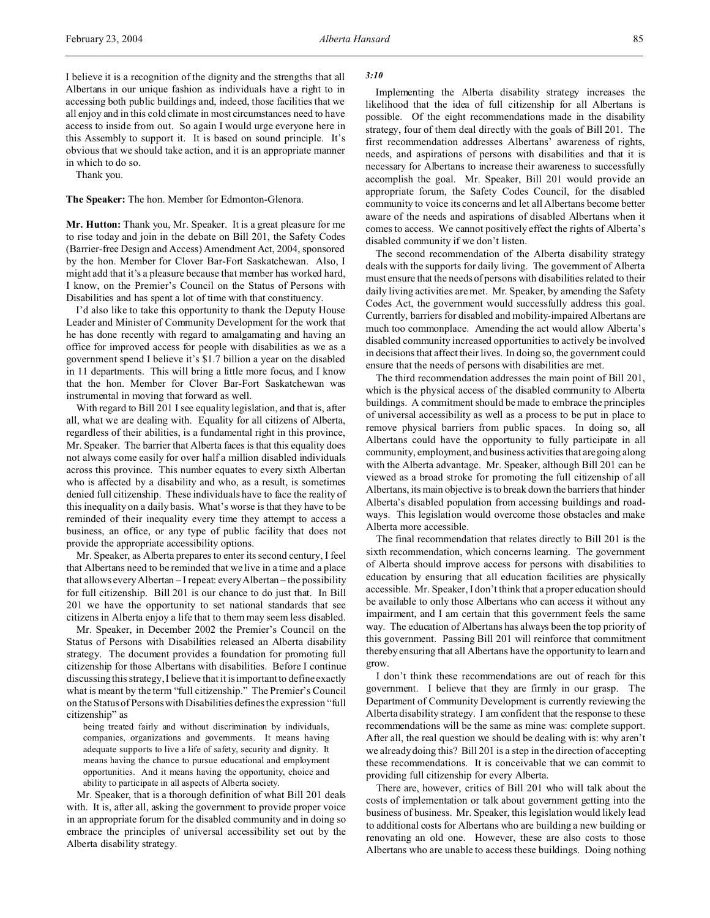I believe it is a recognition of the dignity and the strengths that all Albertans in our unique fashion as individuals have a right to in accessing both public buildings and, indeed, those facilities that we all enjoy and in this cold climate in most circumstances need to have access to inside from out. So again I would urge everyone here in this Assembly to support it. It is based on sound principle. It's obvious that we should take action, and it is an appropriate manner in which to do so.

Thank you.

**The Speaker:** The hon. Member for Edmonton-Glenora.

**Mr. Hutton:** Thank you, Mr. Speaker. It is a great pleasure for me to rise today and join in the debate on Bill 201, the Safety Codes (Barrier-free Design and Access) Amendment Act, 2004, sponsored by the hon. Member for Clover Bar-Fort Saskatchewan. Also, I might add that it's a pleasure because that member has worked hard, I know, on the Premier's Council on the Status of Persons with Disabilities and has spent a lot of time with that constituency.

I'd also like to take this opportunity to thank the Deputy House Leader and Minister of Community Development for the work that he has done recently with regard to amalgamating and having an office for improved access for people with disabilities as we as a government spend I believe it's $1.7 billion a year on the disabled in 11 departments. This will bring a little more focus, and I know that the hon. Member for Clover Bar-Fort Saskatchewan was instrumental in moving that forward as well.

With regard to Bill 201 I see equality legislation, and that is, after all, what we are dealing with. Equality for all citizens of Alberta, regardless of their abilities, is a fundamental right in this province, Mr. Speaker. The barrier that Alberta faces is that this equality does not always come easily for over half a million disabled individuals across this province. This number equates to every sixth Albertan who is affected by a disability and who, as a result, is sometimes denied full citizenship. These individuals have to face the reality of this inequality on a daily basis. What's worse is that they have to be reminded of their inequality every time they attempt to access a business, an office, or any type of public facility that does not provide the appropriate accessibility options.

Mr. Speaker, as Alberta prepares to enter its second century, I feel that Albertans need to be reminded that we live in a time and a place that allows every Albertan – I repeat: every Albertan – the possibility for full citizenship. Bill 201 is our chance to do just that. In Bill 201 we have the opportunity to set national standards that see citizens in Alberta enjoy a life that to them may seem less disabled.

Mr. Speaker, in December 2002 the Premier's Council on the Status of Persons with Disabilities released an Alberta disability strategy. The document provides a foundation for promoting full citizenship for those Albertans with disabilities. Before I continue discussing this strategy, I believe that it is important to define exactly what is meant by the term "full citizenship." The Premier's Council on the Status of Persons with Disabilities defines the expression "full citizenship" as

> being treated fairly and without discrimination by individuals, companies, organizations and governments. It means having adequate supports to live a life of safety, security and dignity. It means having the chance to pursue educational and employment opportunities. And it means having the opportunity, choice and ability to participate in all aspects of Alberta society.

Mr. Speaker, that is a thorough definition of what Bill 201 deals with. It is, after all, asking the government to provide proper voice in an appropriate forum for the disabled community and in doing so embrace the principles of universal accessibility set out by the Alberta disability strategy.

*3:10*

Implementing the Alberta disability strategy increases the likelihood that the idea of full citizenship for all Albertans is possible. Of the eight recommendations made in the disability strategy, four of them deal directly with the goals of Bill 201. The first recommendation addresses Albertans' awareness of rights, needs, and aspirations of persons with disabilities and that it is necessary for Albertans to increase their awareness to successfully accomplish the goal. Mr. Speaker, Bill 201 would provide an appropriate forum, the Safety Codes Council, for the disabled community to voice its concerns and let all Albertans become better aware of the needs and aspirations of disabled Albertans when it comes to access. We cannot positively effect the rights of Alberta's disabled community if we don't listen.

The second recommendation of the Alberta disability strategy deals with the supports for daily living. The government of Alberta must ensure that the needs of persons with disabilities related to their daily living activities are met. Mr. Speaker, by amending the Safety Codes Act, the government would successfully address this goal. Currently, barriers for disabled and mobility-impaired Albertans are much too commonplace. Amending the act would allow Alberta's disabled community increased opportunities to actively be involved in decisions that affect their lives. In doing so, the government could ensure that the needs of persons with disabilities are met.

The third recommendation addresses the main point of Bill 201, which is the physical access of the disabled community to Alberta buildings. A commitment should be made to embrace the principles of universal accessibility as well as a process to be put in place to remove physical barriers from public spaces. In doing so, all Albertans could have the opportunity to fully participate in all community, employment, and business activities that are going along with the Alberta advantage. Mr. Speaker, although Bill 201 can be viewed as a broad stroke for promoting the full citizenship of all Albertans, its main objective is to break down the barriers that hinder Alberta's disabled population from accessing buildings and roadways. This legislation would overcome those obstacles and make Alberta more accessible.

The final recommendation that relates directly to Bill 201 is the sixth recommendation, which concerns learning. The government of Alberta should improve access for persons with disabilities to education by ensuring that all education facilities are physically accessible. Mr. Speaker, I don't think that a proper education should be available to only those Albertans who can access it without any impairment, and I am certain that this government feels the same way. The education of Albertans has always been the top priority of this government. Passing Bill 201 will reinforce that commitment thereby ensuring that all Albertans have the opportunity to learn and grow.

I don't think these recommendations are out of reach for this government. I believe that they are firmly in our grasp. The Department of Community Development is currently reviewing the Alberta disability strategy. I am confident that the response to these recommendations will be the same as mine was: complete support. After all, the real question we should be dealing with is: why aren't we already doing this? Bill 201 is a step in the direction of accepting these recommendations. It is conceivable that we can commit to providing full citizenship for every Alberta.

There are, however, critics of Bill 201 who will talk about the costs of implementation or talk about government getting into the business of business. Mr. Speaker, this legislation would likely lead to additional costs for Albertans who are building a new building or renovating an old one. However, these are also costs to those Albertans who are unable to access these buildings. Doing nothing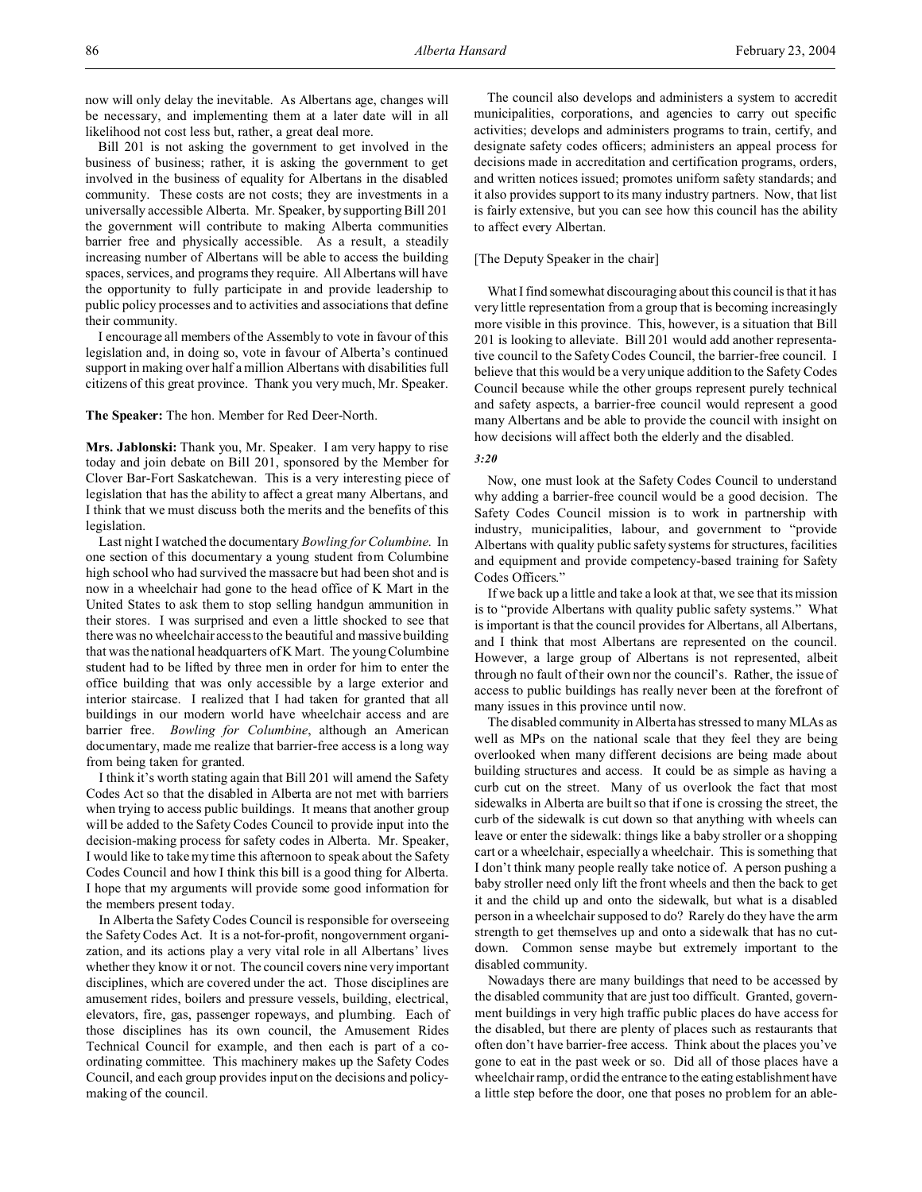now will only delay the inevitable. As Albertans age, changes will be necessary, and implementing them at a later date will in all likelihood not cost less but, rather, a great deal more.

Bill 201 is not asking the government to get involved in the business of business; rather, it is asking the government to get involved in the business of equality for Albertans in the disabled community. These costs are not costs; they are investments in a universally accessible Alberta. Mr. Speaker, by supporting Bill 201 the government will contribute to making Alberta communities barrier free and physically accessible. As a result, a steadily increasing number of Albertans will be able to access the building spaces, services, and programs they require. All Albertans will have the opportunity to fully participate in and provide leadership to public policy processes and to activities and associations that define their community.

I encourage all members of the Assembly to vote in favour of this legislation and, in doing so, vote in favour of Alberta's continued support in making over half a million Albertans with disabilities full citizens of this great province. Thank you very much, Mr. Speaker.

**The Speaker:** The hon. Member for Red Deer-North.

**Mrs. Jablonski:** Thank you, Mr. Speaker. I am very happy to rise today and join debate on Bill 201, sponsored by the Member for Clover Bar-Fort Saskatchewan. This is a very interesting piece of legislation that has the ability to affect a great many Albertans, and I think that we must discuss both the merits and the benefits of this legislation.

Last night I watched the documentary *Bowling for Columbine*. In one section of this documentary a young student from Columbine high school who had survived the massacre but had been shot and is now in a wheelchair had gone to the head office of K Mart in the United States to ask them to stop selling handgun ammunition in their stores. I was surprised and even a little shocked to see that there was no wheelchair access to the beautiful and massive building that was the national headquarters of K Mart. The young Columbine student had to be lifted by three men in order for him to enter the office building that was only accessible by a large exterior and interior staircase. I realized that I had taken for granted that all buildings in our modern world have wheelchair access and are barrier free. *Bowling for Columbine*, although an American documentary, made me realize that barrier-free access is a long way from being taken for granted.

I think it's worth stating again that Bill 201 will amend the Safety Codes Act so that the disabled in Alberta are not met with barriers when trying to access public buildings. It means that another group will be added to the Safety Codes Council to provide input into the decision-making process for safety codes in Alberta. Mr. Speaker, I would like to take my time this afternoon to speak about the Safety Codes Council and how I think this bill is a good thing for Alberta. I hope that my arguments will provide some good information for the members present today.

In Alberta the Safety Codes Council is responsible for overseeing the Safety Codes Act. It is a not-for-profit, nongovernment organization, and its actions play a very vital role in all Albertans' lives whether they know it or not. The council covers nine very important disciplines, which are covered under the act. Those disciplines are amusement rides, boilers and pressure vessels, building, electrical, elevators, fire, gas, passenger ropeways, and plumbing. Each of those disciplines has its own council, the Amusement Rides Technical Council for example, and then each is part of a coordinating committee. This machinery makes up the Safety Codes Council, and each group provides input on the decisions and policymaking of the council.

The council also develops and administers a system to accredit municipalities, corporations, and agencies to carry out specific activities; develops and administers programs to train, certify, and designate safety codes officers; administers an appeal process for decisions made in accreditation and certification programs, orders, and written notices issued; promotes uniform safety standards; and it also provides support to its many industry partners. Now, that list is fairly extensive, but you can see how this council has the ability to affect every Albertan.

[The Deputy Speaker in the chair]

What I find somewhat discouraging about this council is that it has very little representation from a group that is becoming increasingly more visible in this province. This, however, is a situation that Bill 201 is looking to alleviate. Bill 201 would add another representative council to the Safety Codes Council, the barrier-free council. I believe that this would be a very unique addition to the Safety Codes Council because while the other groups represent purely technical and safety aspects, a barrier-free council would represent a good many Albertans and be able to provide the council with insight on how decisions will affect both the elderly and the disabled.

*3:20*

Now, one must look at the Safety Codes Council to understand why adding a barrier-free council would be a good decision. The Safety Codes Council mission is to work in partnership with industry, municipalities, labour, and government to "provide Albertans with quality public safety systems for structures, facilities and equipment and provide competency-based training for Safety Codes Officers."

If we back up a little and take a look at that, we see that its mission is to "provide Albertans with quality public safety systems." What is important is that the council provides for Albertans, all Albertans, and I think that most Albertans are represented on the council. However, a large group of Albertans is not represented, albeit through no fault of their own nor the council's. Rather, the issue of access to public buildings has really never been at the forefront of many issues in this province until now.

The disabled community in Alberta has stressed to many MLAs as well as MPs on the national scale that they feel they are being overlooked when many different decisions are being made about building structures and access. It could be as simple as having a curb cut on the street. Many of us overlook the fact that most sidewalks in Alberta are built so that if one is crossing the street, the curb of the sidewalk is cut down so that anything with wheels can leave or enter the sidewalk: things like a baby stroller or a shopping cart or a wheelchair, especially a wheelchair. This is something that I don't think many people really take notice of. A person pushing a baby stroller need only lift the front wheels and then the back to get it and the child up and onto the sidewalk, but what is a disabled person in a wheelchair supposed to do? Rarely do they have the arm strength to get themselves up and onto a sidewalk that has no cutdown. Common sense maybe but extremely important to the disabled community.

Nowadays there are many buildings that need to be accessed by the disabled community that are just too difficult. Granted, government buildings in very high traffic public places do have access for the disabled, but there are plenty of places such as restaurants that often don't have barrier-free access. Think about the places you've gone to eat in the past week or so. Did all of those places have a wheelchair ramp, or did the entrance to the eating establishment have a little step before the door, one that poses no problem for an able-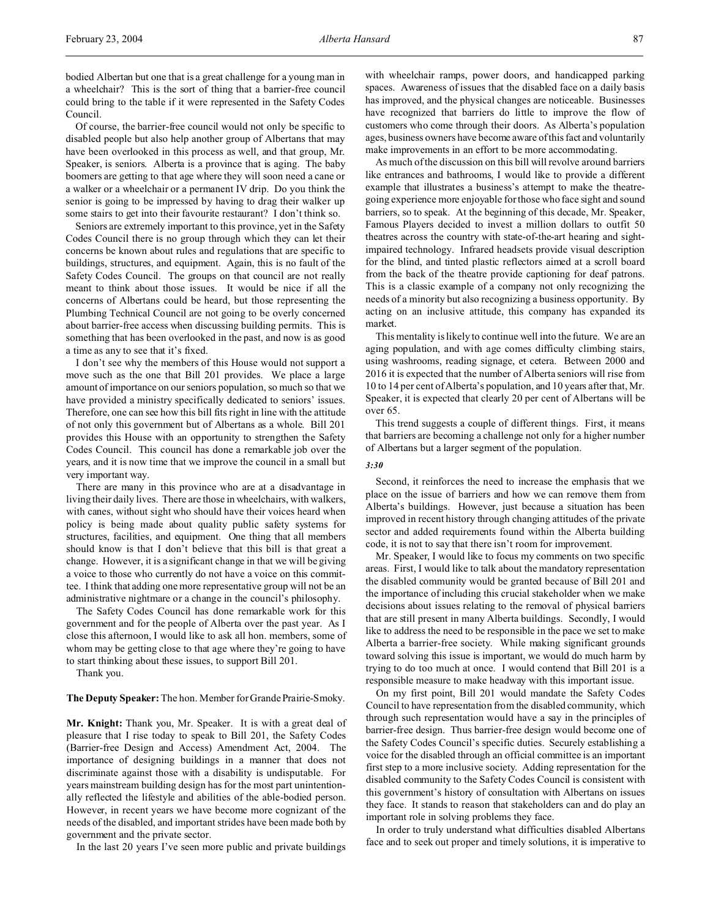bodied Albertan but one that is a great challenge for a young man in a wheelchair? This is the sort of thing that a barrier-free council could bring to the table if it were represented in the Safety Codes Council.

Of course, the barrier-free council would not only be specific to disabled people but also help another group of Albertans that may have been overlooked in this process as well, and that group, Mr. Speaker, is seniors. Alberta is a province that is aging. The baby boomers are getting to that age where they will soon need a cane or a walker or a wheelchair or a permanent IV drip. Do you think the senior is going to be impressed by having to drag their walker up some stairs to get into their favourite restaurant? I don't think so.

Seniors are extremely important to this province, yet in the Safety Codes Council there is no group through which they can let their concerns be known about rules and regulations that are specific to buildings, structures, and equipment. Again, this is no fault of the Safety Codes Council. The groups on that council are not really meant to think about those issues. It would be nice if all the concerns of Albertans could be heard, but those representing the Plumbing Technical Council are not going to be overly concerned about barrier-free access when discussing building permits. This is something that has been overlooked in the past, and now is as good a time as any to see that it's fixed.

I don't see why the members of this House would not support a move such as the one that Bill 201 provides. We place a large amount of importance on our seniors population, so much so that we have provided a ministry specifically dedicated to seniors' issues. Therefore, one can see how this bill fits right in line with the attitude of not only this government but of Albertans as a whole. Bill 201 provides this House with an opportunity to strengthen the Safety Codes Council. This council has done a remarkable job over the years, and it is now time that we improve the council in a small but very important way.

There are many in this province who are at a disadvantage in living their daily lives. There are those in wheelchairs, with walkers, with canes, without sight who should have their voices heard when policy is being made about quality public safety systems for structures, facilities, and equipment. One thing that all members should know is that I don't believe that this bill is that great a change. However, it is a significant change in that we will be giving a voice to those who currently do not have a voice on this committee. I think that adding one more representative group will not be an administrative nightmare or a change in the council's philosophy.

The Safety Codes Council has done remarkable work for this government and for the people of Alberta over the past year. As I close this afternoon, I would like to ask all hon. members, some of whom may be getting close to that age where they're going to have to start thinking about these issues, to support Bill 201.

Thank you.

**The Deputy Speaker:** The hon. Member for Grande Prairie-Smoky.

**Mr. Knight:** Thank you, Mr. Speaker. It is with a great deal of pleasure that I rise today to speak to Bill 201, the Safety Codes (Barrier-free Design and Access) Amendment Act, 2004. The importance of designing buildings in a manner that does not discriminate against those with a disability is undisputable. For years mainstream building design has for the most part unintentionally reflected the lifestyle and abilities of the able-bodied person. However, in recent years we have become more cognizant of the needs of the disabled, and important strides have been made both by government and the private sector.

In the last 20 years I've seen more public and private buildings with wheelchair ramps, power doors, and handicapped parking spaces. Awareness of issues that the disabled face on a daily basis has improved, and the physical changes are noticeable. Businesses have recognized that barriers do little to improve the flow of customers who come through their doors. As Alberta's population ages, business owners have become aware of this fact and voluntarily make improvements in an effort to be more accommodating.

As much of the discussion on this bill will revolve around barriers like entrances and bathrooms, I would like to provide a different example that illustrates a business's attempt to make the theatre-going experience more enjoyable for those who face sight and sound barriers, so to speak. At the beginning of this decade, Mr. Speaker, Famous Players decided to invest a million dollars to outfit 50 theatres across the country with state-of-the-art hearing and sight-impaired technology. Infrared headsets provide visual description for the blind, and tinted plastic reflectors aimed at a scroll board from the back of the theatre provide captioning for deaf patrons. This is a classic example of a company not only recognizing the needs of a minority but also recognizing a business opportunity. By acting on an inclusive attitude, this company has expanded its market.

This mentality is likely to continue well into the future. We are an aging population, and with age comes difficulty climbing stairs, using washrooms, reading signage, et cetera. Between 2000 and 2016 it is expected that the number of Alberta seniors will rise from 10 to 14 per cent of Alberta's population, and 10 years after that, Mr. Speaker, it is expected that clearly 20 per cent of Albertans will be over 65.

This trend suggests a couple of different things. First, it means that barriers are becoming a challenge not only for a higher number of Albertans but a larger segment of the population.

*3:30*

Second, it reinforces the need to increase the emphasis that we place on the issue of barriers and how we can remove them from Alberta's buildings. However, just because a situation has been improved in recent history through changing attitudes of the private sector and added requirements found within the Alberta building code, it is not to say that there isn't room for improvement.

Mr. Speaker, I would like to focus my comments on two specific areas. First, I would like to talk about the mandatory representation the disabled community would be granted because of Bill 201 and the importance of including this crucial stakeholder when we make decisions about issues relating to the removal of physical barriers that are still present in many Alberta buildings. Secondly, I would like to address the need to be responsible in the pace we set to make Alberta a barrier-free society. While making significant grounds toward solving this issue is important, we would do much harm by trying to do too much at once. I would contend that Bill 201 is a responsible measure to make headway with this important issue.

On my first point, Bill 201 would mandate the Safety Codes Council to have representation from the disabled community, which through such representation would have a say in the principles of barrier-free design. Thus barrier-free design would become one of the Safety Codes Council's specific duties. Securely establishing a voice for the disabled through an official committee is an important first step to a more inclusive society. Adding representation for the disabled community to the Safety Codes Council is consistent with this government's history of consultation with Albertans on issues they face. It stands to reason that stakeholders can and do play an important role in solving problems they face.

In order to truly understand what difficulties disabled Albertans face and to seek out proper and timely solutions, it is imperative to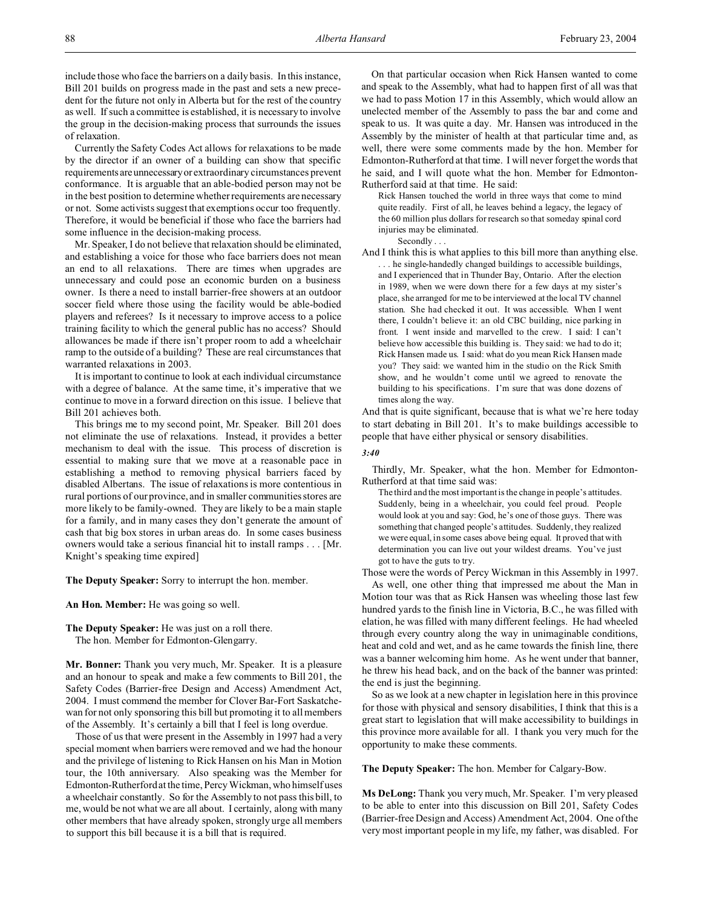include those who face the barriers on a daily basis. In this instance, Bill 201 builds on progress made in the past and sets a new precedent for the future not only in Alberta but for the rest of the country as well. If such a committee is established, it is necessary to involve the group in the decision-making process that surrounds the issues of relaxation.

Currently the Safety Codes Act allows for relaxations to be made by the director if an owner of a building can show that specific requirements are unnecessary or extraordinary circumstances prevent conformance. It is arguable that an able-bodied person may not be in the best position to determine whether requirements are necessary or not. Some activists suggest that exemptions occur too frequently. Therefore, it would be beneficial if those who face the barriers had some influence in the decision-making process.

Mr. Speaker, I do not believe that relaxation should be eliminated, and establishing a voice for those who face barriers does not mean an end to all relaxations. There are times when upgrades are unnecessary and could pose an economic burden on a business owner. Is there a need to install barrier-free showers at an outdoor soccer field where those using the facility would be able-bodied players and referees? Is it necessary to improve access to a police training facility to which the general public has no access? Should allowances be made if there isn't proper room to add a wheelchair ramp to the outside of a building? These are real circumstances that warranted relaxations in 2003.

It is important to continue to look at each individual circumstance with a degree of balance. At the same time, it's imperative that we continue to move in a forward direction on this issue. I believe that Bill 201 achieves both.

This brings me to my second point, Mr. Speaker. Bill 201 does not eliminate the use of relaxations. Instead, it provides a better mechanism to deal with the issue. This process of discretion is essential to making sure that we move at a reasonable pace in establishing a method to removing physical barriers faced by disabled Albertans. The issue of relaxations is more contentious in rural portions of our province, and in smaller communities stores are more likely to be family-owned. They are likely to be a main staple for a family, and in many cases they don't generate the amount of cash that big box stores in urban areas do. In some cases business owners would take a serious financial hit to install ramps . . . [Mr. Knight's speaking time expired]

**The Deputy Speaker:** Sorry to interrupt the hon. member.

**An Hon. Member:** He was going so well.

**The Deputy Speaker:** He was just on a roll there.
The hon. Member for Edmonton-Glengarry.

**Mr. Bonner:** Thank you very much, Mr. Speaker. It is a pleasure and an honour to speak and make a few comments to Bill 201, the Safety Codes (Barrier-free Design and Access) Amendment Act, 2004. I must commend the member for Clover Bar-Fort Saskatchewan for not only sponsoring this bill but promoting it to all members of the Assembly. It's certainly a bill that I feel is long overdue.

Those of us that were present in the Assembly in 1997 had a very special moment when barriers were removed and we had the honour and the privilege of listening to Rick Hansen on his Man in Motion tour, the 10th anniversary. Also speaking was the Member for Edmonton-Rutherford at the time, Percy Wickman, who himself uses a wheelchair constantly. So for the Assembly to not pass this bill, to me, would be not what we are all about. I certainly, along with many other members that have already spoken, strongly urge all members to support this bill because it is a bill that is required.

On that particular occasion when Rick Hansen wanted to come and speak to the Assembly, what had to happen first of all was that we had to pass Motion 17 in this Assembly, which would allow an unelected member of the Assembly to pass the bar and come and speak to us. It was quite a day. Mr. Hansen was introduced in the Assembly by the minister of health at that particular time and, as well, there were some comments made by the hon. Member for Edmonton-Rutherford at that time. I will never forget the words that he said, and I will quote what the hon. Member for Edmonton-Rutherford said at that time. He said:

> Rick Hansen touched the world in three ways that come to mind quite readily. First of all, he leaves behind a legacy, the legacy of the 60 million plus dollars for research so that someday spinal cord injuries may be eliminated.
>
> Secondly . . .

And I think this is what applies to this bill more than anything else.

> . . . he single-handedly changed buildings to accessible buildings, and I experienced that in Thunder Bay, Ontario. After the election in 1989, when we were down there for a few days at my sister's place, she arranged for me to be interviewed at the local TV channel station. She had checked it out. It was accessible. When I went there, I couldn't believe it: an old CBC building, nice parking in front. I went inside and marvelled to the crew. I said: I can't believe how accessible this building is. They said: we had to do it; Rick Hansen made us. I said: what do you mean Rick Hansen made you? They said: we wanted him in the studio on the Rick Smith show, and he wouldn't come until we agreed to renovate the building to his specifications. I'm sure that was done dozens of times along the way.

And that is quite significant, because that is what we're here today to start debating in Bill 201. It's to make buildings accessible to people that have either physical or sensory disabilities.

*3:40*

Thirdly, Mr. Speaker, what the hon. Member for Edmonton-Rutherford at that time said was:

> The third and the most important is the change in people's attitudes. Suddenly, being in a wheelchair, you could feel proud. People would look at you and say: God, he's one of those guys. There was something that changed people's attitudes. Suddenly, they realized we were equal, in some cases above being equal. It proved that with determination you can live out your wildest dreams. You've just got to have the guts to try.

Those were the words of Percy Wickman in this Assembly in 1997.

As well, one other thing that impressed me about the Man in Motion tour was that as Rick Hansen was wheeling those last few hundred yards to the finish line in Victoria, B.C., he was filled with elation, he was filled with many different feelings. He had wheeled through every country along the way in unimaginable conditions, heat and cold and wet, and as he came towards the finish line, there was a banner welcoming him home. As he went under that banner, he threw his head back, and on the back of the banner was printed: the end is just the beginning.

So as we look at a new chapter in legislation here in this province for those with physical and sensory disabilities, I think that this is a great start to legislation that will make accessibility to buildings in this province more available for all. I thank you very much for the opportunity to make these comments.

**The Deputy Speaker:** The hon. Member for Calgary-Bow.

**Ms DeLong:** Thank you very much, Mr. Speaker. I'm very pleased to be able to enter into this discussion on Bill 201, Safety Codes (Barrier-free Design and Access) Amendment Act, 2004. One of the very most important people in my life, my father, was disabled. For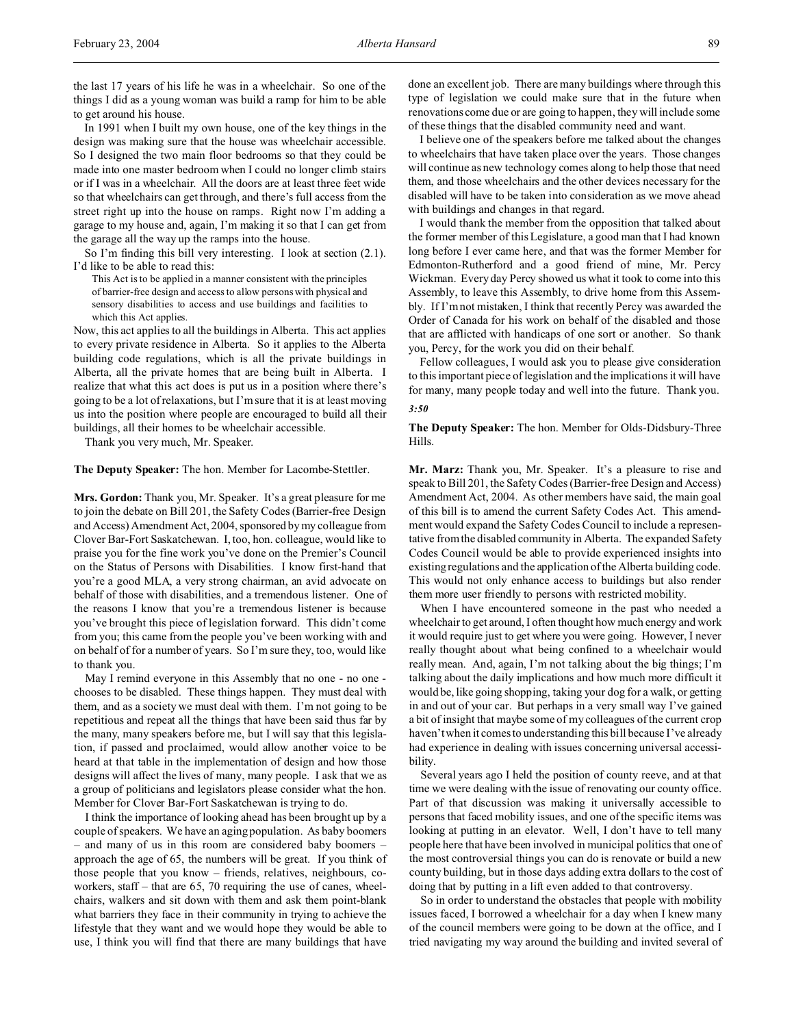the last 17 years of his life he was in a wheelchair. So one of the things I did as a young woman was build a ramp for him to be able to get around his house.

In 1991 when I built my own house, one of the key things in the design was making sure that the house was wheelchair accessible. So I designed the two main floor bedrooms so that they could be made into one master bedroom when I could no longer climb stairs or if I was in a wheelchair. All the doors are at least three feet wide so that wheelchairs can get through, and there's full access from the street right up into the house on ramps. Right now I'm adding a garage to my house and, again, I'm making it so that I can get from the garage all the way up the ramps into the house.

So I'm finding this bill very interesting. I look at section (2.1). I'd like to be able to read this:

> This Act is to be applied in a manner consistent with the principles of barrier-free design and access to allow persons with physical and sensory disabilities to access and use buildings and facilities to which this Act applies.

Now, this act applies to all the buildings in Alberta. This act applies to every private residence in Alberta. So it applies to the Alberta building code regulations, which is all the private buildings in Alberta, all the private homes that are being built in Alberta. I realize that what this act does is put us in a position where there's going to be a lot of relaxations, but I'm sure that it is at least moving us into the position where people are encouraged to build all their buildings, all their homes to be wheelchair accessible.

Thank you very much, Mr. Speaker.

**The Deputy Speaker:** The hon. Member for Lacombe-Stettler.

**Mrs. Gordon:** Thank you, Mr. Speaker. It's a great pleasure for me to join the debate on Bill 201, the Safety Codes (Barrier-free Design and Access) Amendment Act, 2004, sponsored by my colleague from Clover Bar-Fort Saskatchewan. I, too, hon. colleague, would like to praise you for the fine work you've done on the Premier's Council on the Status of Persons with Disabilities. I know first-hand that you're a good MLA, a very strong chairman, an avid advocate on behalf of those with disabilities, and a tremendous listener. One of the reasons I know that you're a tremendous listener is because you've brought this piece of legislation forward. This didn't come from you; this came from the people you've been working with and on behalf of for a number of years. So I'm sure they, too, would like to thank you.

May I remind everyone in this Assembly that no one - no one - chooses to be disabled. These things happen. They must deal with them, and as a society we must deal with them. I'm not going to be repetitious and repeat all the things that have been said thus far by the many, many speakers before me, but I will say that this legislation, if passed and proclaimed, would allow another voice to be heard at that table in the implementation of design and how those designs will affect the lives of many, many people. I ask that we as a group of politicians and legislators please consider what the hon. Member for Clover Bar-Fort Saskatchewan is trying to do.

I think the importance of looking ahead has been brought up by a couple of speakers. We have an aging population. As baby boomers – and many of us in this room are considered baby boomers – approach the age of 65, the numbers will be great. If you think of those people that you know – friends, relatives, neighbours, co-workers, staff – that are 65, 70 requiring the use of canes, wheelchairs, walkers and sit down with them and ask them point-blank what barriers they face in their community in trying to achieve the lifestyle that they want and we would hope they would be able to use, I think you will find that there are many buildings that have done an excellent job. There are many buildings where through this type of legislation we could make sure that in the future when renovations come due or are going to happen, they will include some of these things that the disabled community need and want.

I believe one of the speakers before me talked about the changes to wheelchairs that have taken place over the years. Those changes will continue as new technology comes along to help those that need them, and those wheelchairs and the other devices necessary for the disabled will have to be taken into consideration as we move ahead with buildings and changes in that regard.

I would thank the member from the opposition that talked about the former member of this Legislature, a good man that I had known long before I ever came here, and that was the former Member for Edmonton-Rutherford and a good friend of mine, Mr. Percy Wickman. Every day Percy showed us what it took to come into this Assembly, to leave this Assembly, to drive home from this Assembly. If I'm not mistaken, I think that recently Percy was awarded the Order of Canada for his work on behalf of the disabled and those that are afflicted with handicaps of one sort or another. So thank you, Percy, for the work you did on their behalf.

Fellow colleagues, I would ask you to please give consideration to this important piece of legislation and the implications it will have for many, many people today and well into the future. Thank you.

*3:50*

**The Deputy Speaker:** The hon. Member for Olds-Didsbury-Three Hills.

**Mr. Marz:** Thank you, Mr. Speaker. It's a pleasure to rise and speak to Bill 201, the Safety Codes (Barrier-free Design and Access) Amendment Act, 2004. As other members have said, the main goal of this bill is to amend the current Safety Codes Act. This amendment would expand the Safety Codes Council to include a representative from the disabled community in Alberta. The expanded Safety Codes Council would be able to provide experienced insights into existing regulations and the application of the Alberta building code. This would not only enhance access to buildings but also render them more user friendly to persons with restricted mobility.

When I have encountered someone in the past who needed a wheelchair to get around, I often thought how much energy and work it would require just to get where you were going. However, I never really thought about what being confined to a wheelchair would really mean. And, again, I'm not talking about the big things; I'm talking about the daily implications and how much more difficult it would be, like going shopping, taking your dog for a walk, or getting in and out of your car. But perhaps in a very small way I've gained a bit of insight that maybe some of my colleagues of the current crop haven't when it comes to understanding this bill because I've already had experience in dealing with issues concerning universal accessibility.

Several years ago I held the position of county reeve, and at that time we were dealing with the issue of renovating our county office. Part of that discussion was making it universally accessible to persons that faced mobility issues, and one of the specific items was looking at putting in an elevator. Well, I don't have to tell many people here that have been involved in municipal politics that one of the most controversial things you can do is renovate or build a new county building, but in those days adding extra dollars to the cost of doing that by putting in a lift even added to that controversy.

So in order to understand the obstacles that people with mobility issues faced, I borrowed a wheelchair for a day when I knew many of the council members were going to be down at the office, and I tried navigating my way around the building and invited several of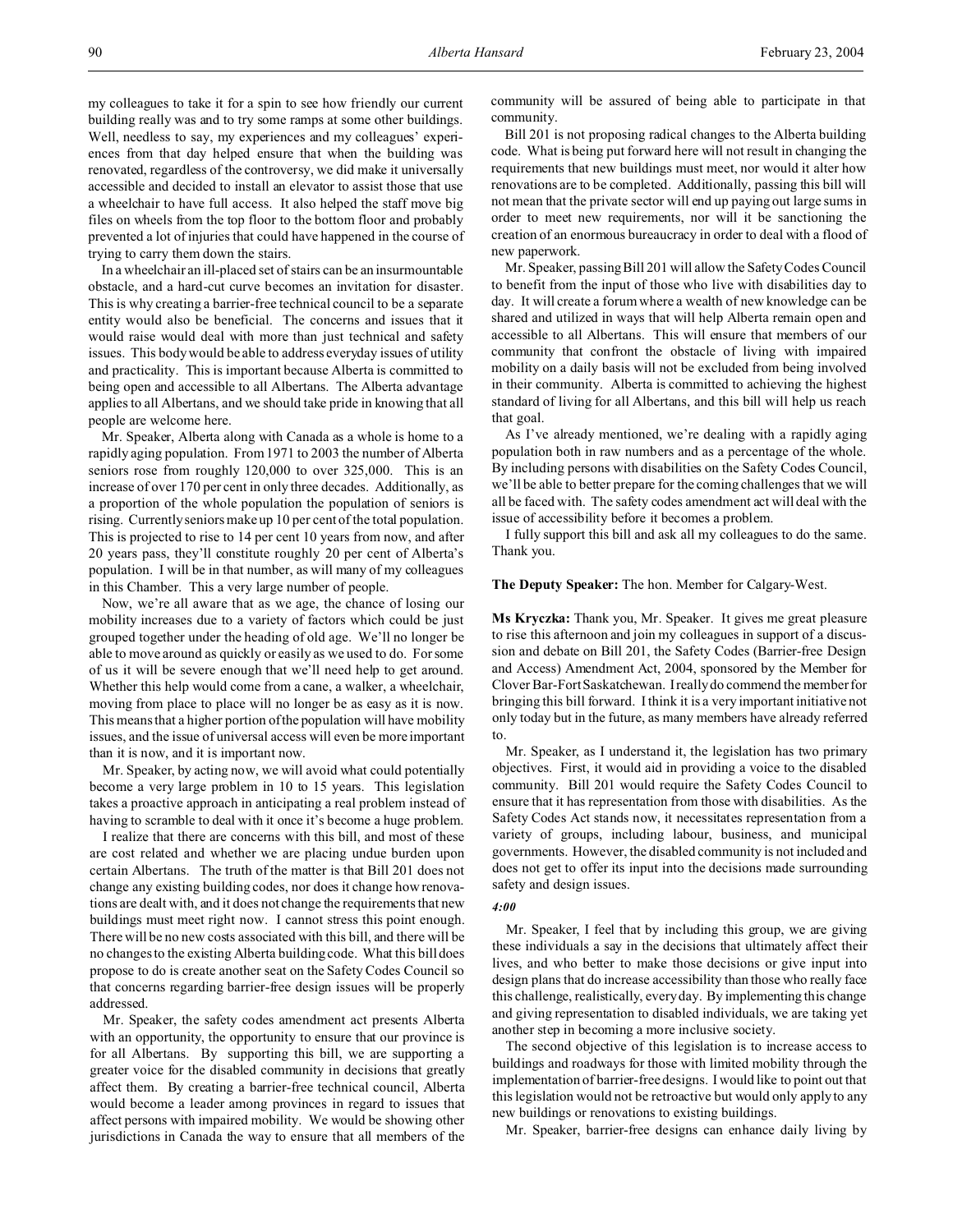my colleagues to take it for a spin to see how friendly our current building really was and to try some ramps at some other buildings. Well, needless to say, my experiences and my colleagues' experiences from that day helped ensure that when the building was renovated, regardless of the controversy, we did make it universally accessible and decided to install an elevator to assist those that use a wheelchair to have full access. It also helped the staff move big files on wheels from the top floor to the bottom floor and probably prevented a lot of injuries that could have happened in the course of trying to carry them down the stairs.

In a wheelchair an ill-placed set of stairs can be an insurmountable obstacle, and a hard-cut curve becomes an invitation for disaster. This is why creating a barrier-free technical council to be a separate entity would also be beneficial. The concerns and issues that it would raise would deal with more than just technical and safety issues. This body would be able to address everyday issues of utility and practicality. This is important because Alberta is committed to being open and accessible to all Albertans. The Alberta advantage applies to all Albertans, and we should take pride in knowing that all people are welcome here.

Mr. Speaker, Alberta along with Canada as a whole is home to a rapidly aging population. From 1971 to 2003 the number of Alberta seniors rose from roughly 120,000 to over 325,000. This is an increase of over 170 per cent in only three decades. Additionally, as a proportion of the whole population the population of seniors is rising. Currently seniors make up 10 per cent of the total population. This is projected to rise to 14 per cent 10 years from now, and after 20 years pass, they'll constitute roughly 20 per cent of Alberta's population. I will be in that number, as will many of my colleagues in this Chamber. This a very large number of people.

Now, we're all aware that as we age, the chance of losing our mobility increases due to a variety of factors which could be just grouped together under the heading of old age. We'll no longer be able to move around as quickly or easily as we used to do. For some of us it will be severe enough that we'll need help to get around. Whether this help would come from a cane, a walker, a wheelchair, moving from place to place will no longer be as easy as it is now. This means that a higher portion of the population will have mobility issues, and the issue of universal access will even be more important than it is now, and it is important now.

Mr. Speaker, by acting now, we will avoid what could potentially become a very large problem in 10 to 15 years. This legislation takes a proactive approach in anticipating a real problem instead of having to scramble to deal with it once it's become a huge problem.

I realize that there are concerns with this bill, and most of these are cost related and whether we are placing undue burden upon certain Albertans. The truth of the matter is that Bill 201 does not change any existing building codes, nor does it change how renovations are dealt with, and it does not change the requirements that new buildings must meet right now. I cannot stress this point enough. There will be no new costs associated with this bill, and there will be no changes to the existing Alberta building code. What this bill does propose to do is create another seat on the Safety Codes Council so that concerns regarding barrier-free design issues will be properly addressed.

Mr. Speaker, the safety codes amendment act presents Alberta with an opportunity, the opportunity to ensure that our province is for all Albertans. By supporting this bill, we are supporting a greater voice for the disabled community in decisions that greatly affect them. By creating a barrier-free technical council, Alberta would become a leader among provinces in regard to issues that affect persons with impaired mobility. We would be showing other jurisdictions in Canada the way to ensure that all members of the community will be assured of being able to participate in that community.

Bill 201 is not proposing radical changes to the Alberta building code. What is being put forward here will not result in changing the requirements that new buildings must meet, nor would it alter how renovations are to be completed. Additionally, passing this bill will not mean that the private sector will end up paying out large sums in order to meet new requirements, nor will it be sanctioning the creation of an enormous bureaucracy in order to deal with a flood of new paperwork.

Mr. Speaker, passing Bill 201 will allow the Safety Codes Council to benefit from the input of those who live with disabilities day to day. It will create a forum where a wealth of new knowledge can be shared and utilized in ways that will help Alberta remain open and accessible to all Albertans. This will ensure that members of our community that confront the obstacle of living with impaired mobility on a daily basis will not be excluded from being involved in their community. Alberta is committed to achieving the highest standard of living for all Albertans, and this bill will help us reach that goal.

As I've already mentioned, we're dealing with a rapidly aging population both in raw numbers and as a percentage of the whole. By including persons with disabilities on the Safety Codes Council, we'll be able to better prepare for the coming challenges that we will all be faced with. The safety codes amendment act will deal with the issue of accessibility before it becomes a problem.

I fully support this bill and ask all my colleagues to do the same. Thank you.

**The Deputy Speaker:** The hon. Member for Calgary-West.

**Ms Kryczka:** Thank you, Mr. Speaker. It gives me great pleasure to rise this afternoon and join my colleagues in support of a discussion and debate on Bill 201, the Safety Codes (Barrier-free Design and Access) Amendment Act, 2004, sponsored by the Member for Clover Bar-Fort Saskatchewan. I really do commend the member for bringing this bill forward. I think it is a very important initiative not only today but in the future, as many members have already referred to.

Mr. Speaker, as I understand it, the legislation has two primary objectives. First, it would aid in providing a voice to the disabled community. Bill 201 would require the Safety Codes Council to ensure that it has representation from those with disabilities. As the Safety Codes Act stands now, it necessitates representation from a variety of groups, including labour, business, and municipal governments. However, the disabled community is not included and does not get to offer its input into the decisions made surrounding safety and design issues.

*4:00*

Mr. Speaker, I feel that by including this group, we are giving these individuals a say in the decisions that ultimately affect their lives, and who better to make those decisions or give input into design plans that do increase accessibility than those who really face this challenge, realistically, every day. By implementing this change and giving representation to disabled individuals, we are taking yet another step in becoming a more inclusive society.

The second objective of this legislation is to increase access to buildings and roadways for those with limited mobility through the implementation of barrier-free designs. I would like to point out that this legislation would not be retroactive but would only apply to any new buildings or renovations to existing buildings.

Mr. Speaker, barrier-free designs can enhance daily living by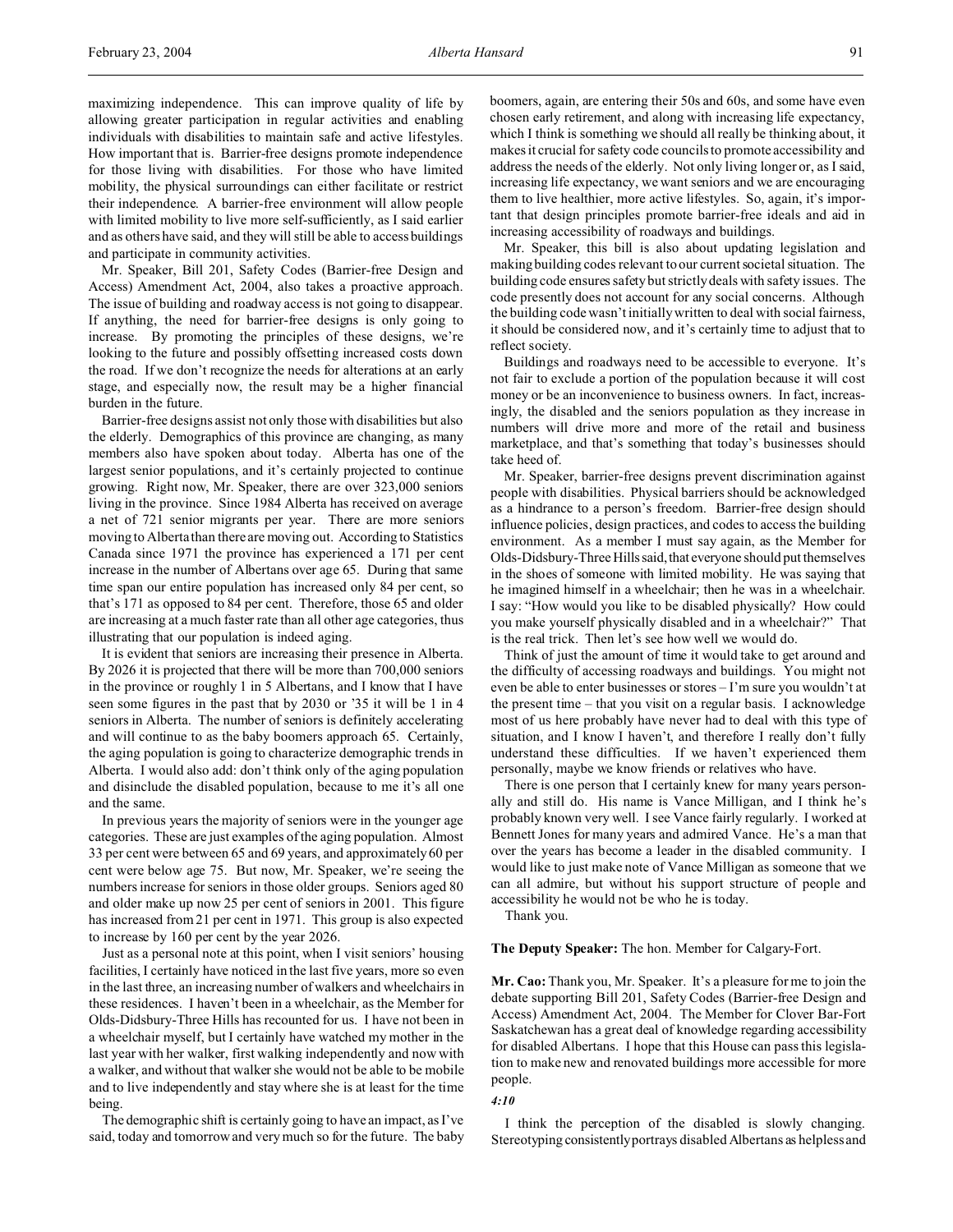maximizing independence. This can improve quality of life by allowing greater participation in regular activities and enabling individuals with disabilities to maintain safe and active lifestyles. How important that is. Barrier-free designs promote independence for those living with disabilities. For those who have limited mobility, the physical surroundings can either facilitate or restrict their independence. A barrier-free environment will allow people with limited mobility to live more self-sufficiently, as I said earlier and as others have said, and they will still be able to access buildings and participate in community activities.

Mr. Speaker, Bill 201, Safety Codes (Barrier-free Design and Access) Amendment Act, 2004, also takes a proactive approach. The issue of building and roadway access is not going to disappear. If anything, the need for barrier-free designs is only going to increase. By promoting the principles of these designs, we're looking to the future and possibly offsetting increased costs down the road. If we don't recognize the needs for alterations at an early stage, and especially now, the result may be a higher financial burden in the future.

Barrier-free designs assist not only those with disabilities but also the elderly. Demographics of this province are changing, as many members also have spoken about today. Alberta has one of the largest senior populations, and it's certainly projected to continue growing. Right now, Mr. Speaker, there are over 323,000 seniors living in the province. Since 1984 Alberta has received on average a net of 721 senior migrants per year. There are more seniors moving to Alberta than there are moving out. According to Statistics Canada since 1971 the province has experienced a 171 per cent increase in the number of Albertans over age 65. During that same time span our entire population has increased only 84 per cent, so that's 171 as opposed to 84 per cent. Therefore, those 65 and older are increasing at a much faster rate than all other age categories, thus illustrating that our population is indeed aging.

It is evident that seniors are increasing their presence in Alberta. By 2026 it is projected that there will be more than 700,000 seniors in the province or roughly 1 in 5 Albertans, and I know that I have seen some figures in the past that by 2030 or '35 it will be 1 in 4 seniors in Alberta. The number of seniors is definitely accelerating and will continue to as the baby boomers approach 65. Certainly, the aging population is going to characterize demographic trends in Alberta. I would also add: don't think only of the aging population and disinclude the disabled population, because to me it's all one and the same.

In previous years the majority of seniors were in the younger age categories. These are just examples of the aging population. Almost 33 per cent were between 65 and 69 years, and approximately 60 per cent were below age 75. But now, Mr. Speaker, we're seeing the numbers increase for seniors in those older groups. Seniors aged 80 and older make up now 25 per cent of seniors in 2001. This figure has increased from 21 per cent in 1971. This group is also expected to increase by 160 per cent by the year 2026.

Just as a personal note at this point, when I visit seniors' housing facilities, I certainly have noticed in the last five years, more so even in the last three, an increasing number of walkers and wheelchairs in these residences. I haven't been in a wheelchair, as the Member for Olds-Didsbury-Three Hills has recounted for us. I have not been in a wheelchair myself, but I certainly have watched my mother in the last year with her walker, first walking independently and now with a walker, and without that walker she would not be able to be mobile and to live independently and stay where she is at least for the time being.

The demographic shift is certainly going to have an impact, as I've said, today and tomorrow and very much so for the future. The baby boomers, again, are entering their 50s and 60s, and some have even chosen early retirement, and along with increasing life expectancy, which I think is something we should all really be thinking about, it makes it crucial for safety code councils to promote accessibility and address the needs of the elderly. Not only living longer or, as I said, increasing life expectancy, we want seniors and we are encouraging them to live healthier, more active lifestyles. So, again, it's important that design principles promote barrier-free ideals and aid in increasing accessibility of roadways and buildings.

Mr. Speaker, this bill is also about updating legislation and making building codes relevant to our current societal situation. The building code ensures safety but strictly deals with safety issues. The code presently does not account for any social concerns. Although the building code wasn't initially written to deal with social fairness, it should be considered now, and it's certainly time to adjust that to reflect society.

Buildings and roadways need to be accessible to everyone. It's not fair to exclude a portion of the population because it will cost money or be an inconvenience to business owners. In fact, increasingly, the disabled and the seniors population as they increase in numbers will drive more and more of the retail and business marketplace, and that's something that today's businesses should take heed of.

Mr. Speaker, barrier-free designs prevent discrimination against people with disabilities. Physical barriers should be acknowledged as a hindrance to a person's freedom. Barrier-free design should influence policies, design practices, and codes to access the building environment. As a member I must say again, as the Member for Olds-Didsbury-Three Hills said, that everyone should put themselves in the shoes of someone with limited mobility. He was saying that he imagined himself in a wheelchair; then he was in a wheelchair. I say: "How would you like to be disabled physically? How could you make yourself physically disabled and in a wheelchair?" That is the real trick. Then let's see how well we would do.

Think of just the amount of time it would take to get around and the difficulty of accessing roadways and buildings. You might not even be able to enter businesses or stores – I'm sure you wouldn't at the present time – that you visit on a regular basis. I acknowledge most of us here probably have never had to deal with this type of situation, and I know I haven't, and therefore I really don't fully understand these difficulties. If we haven't experienced them personally, maybe we know friends or relatives who have.

There is one person that I certainly knew for many years personally and still do. His name is Vance Milligan, and I think he's probably known very well. I see Vance fairly regularly. I worked at Bennett Jones for many years and admired Vance. He's a man that over the years has become a leader in the disabled community. I would like to just make note of Vance Milligan as someone that we can all admire, but without his support structure of people and accessibility he would not be who he is today.

Thank you.

**The Deputy Speaker:** The hon. Member for Calgary-Fort.

**Mr. Cao:** Thank you, Mr. Speaker. It's a pleasure for me to join the debate supporting Bill 201, Safety Codes (Barrier-free Design and Access) Amendment Act, 2004. The Member for Clover Bar-Fort Saskatchewan has a great deal of knowledge regarding accessibility for disabled Albertans. I hope that this House can pass this legislation to make new and renovated buildings more accessible for more people.

*4:10*

I think the perception of the disabled is slowly changing. Stereotyping consistently portrays disabled Albertans as helpless and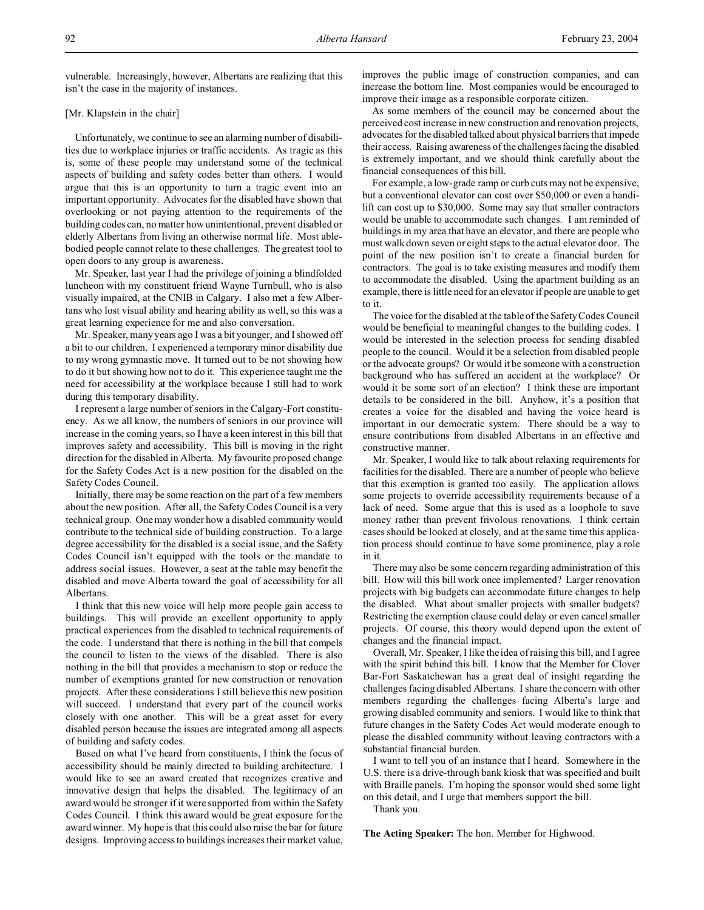vulnerable. Increasingly, however, Albertans are realizing that this isn't the case in the majority of instances.

[Mr. Klapstein in the chair]

Unfortunately, we continue to see an alarming number of disabilities due to workplace injuries or traffic accidents. As tragic as this is, some of these people may understand some of the technical aspects of building and safety codes better than others. I would argue that this is an opportunity to turn a tragic event into an important opportunity. Advocates for the disabled have shown that overlooking or not paying attention to the requirements of the building codes can, no matter how unintentional, prevent disabled or elderly Albertans from living an otherwise normal life. Most able-bodied people cannot relate to these challenges. The greatest tool to open doors to any group is awareness.

Mr. Speaker, last year I had the privilege of joining a blindfolded luncheon with my constituent friend Wayne Turnbull, who is also visually impaired, at the CNIB in Calgary. I also met a few Albertans who lost visual ability and hearing ability as well, so this was a great learning experience for me and also conversation.

Mr. Speaker, many years ago I was a bit younger, and I showed off a bit to our children. I experienced a temporary minor disability due to my wrong gymnastic move. It turned out to be not showing how to do it but showing how not to do it. This experience taught me the need for accessibility at the workplace because I still had to work during this temporary disability.

I represent a large number of seniors in the Calgary-Fort constituency. As we all know, the numbers of seniors in our province will increase in the coming years, so I have a keen interest in this bill that improves safety and accessibility. This bill is moving in the right direction for the disabled in Alberta. My favourite proposed change for the Safety Codes Act is a new position for the disabled on the Safety Codes Council.

Initially, there may be some reaction on the part of a few members about the new position. After all, the Safety Codes Council is a very technical group. One may wonder how a disabled community would contribute to the technical side of building construction. To a large degree accessibility for the disabled is a social issue, and the Safety Codes Council isn't equipped with the tools or the mandate to address social issues. However, a seat at the table may benefit the disabled and move Alberta toward the goal of accessibility for all Albertans.

I think that this new voice will help more people gain access to buildings. This will provide an excellent opportunity to apply practical experiences from the disabled to technical requirements of the code. I understand that there is nothing in the bill that compels the council to listen to the views of the disabled. There is also nothing in the bill that provides a mechanism to stop or reduce the number of exemptions granted for new construction or renovation projects. After these considerations I still believe this new position will succeed. I understand that every part of the council works closely with one another. This will be a great asset for every disabled person because the issues are integrated among all aspects of building and safety codes.

Based on what I've heard from constituents, I think the focus of accessibility should be mainly directed to building architecture. I would like to see an award created that recognizes creative and innovative design that helps the disabled. The legitimacy of an award would be stronger if it were supported from within the Safety Codes Council. I think this award would be great exposure for the award winner. My hope is that this could also raise the bar for future designs. Improving access to buildings increases their market value, improves the public image of construction companies, and can increase the bottom line. Most companies would be encouraged to improve their image as a responsible corporate citizen.

As some members of the council may be concerned about the perceived cost increase in new construction and renovation projects, advocates for the disabled talked about physical barriers that impede their access. Raising awareness of the challenges facing the disabled is extremely important, and we should think carefully about the financial consequences of this bill.

For example, a low-grade ramp or curb cuts may not be expensive, but a conventional elevator can cost over $50,000 or even a handi-lift can cost up to $30,000. Some may say that smaller contractors would be unable to accommodate such changes. I am reminded of buildings in my area that have an elevator, and there are people who must walk down seven or eight steps to the actual elevator door. The point of the new position isn't to create a financial burden for contractors. The goal is to take existing measures and modify them to accommodate the disabled. Using the apartment building as an example, there is little need for an elevator if people are unable to get to it.

The voice for the disabled at the table of the Safety Codes Council would be beneficial to meaningful changes to the building codes. I would be interested in the selection process for sending disabled people to the council. Would it be a selection from disabled people or the advocate groups? Or would it be someone with a construction background who has suffered an accident at the workplace? Or would it be some sort of an election? I think these are important details to be considered in the bill. Anyhow, it's a position that creates a voice for the disabled and having the voice heard is important in our democratic system. There should be a way to ensure contributions from disabled Albertans in an effective and constructive manner.

Mr. Speaker, I would like to talk about relaxing requirements for facilities for the disabled. There are a number of people who believe that this exemption is granted too easily. The application allows some projects to override accessibility requirements because of a lack of need. Some argue that this is used as a loophole to save money rather than prevent frivolous renovations. I think certain cases should be looked at closely, and at the same time this application process should continue to have some prominence, play a role in it.

There may also be some concern regarding administration of this bill. How will this bill work once implemented? Larger renovation projects with big budgets can accommodate future changes to help the disabled. What about smaller projects with smaller budgets? Restricting the exemption clause could delay or even cancel smaller projects. Of course, this theory would depend upon the extent of changes and the financial impact.

Overall, Mr. Speaker, I like the idea of raising this bill, and I agree with the spirit behind this bill. I know that the Member for Clover Bar-Fort Saskatchewan has a great deal of insight regarding the challenges facing disabled Albertans. I share the concern with other members regarding the challenges facing Alberta's large and growing disabled community and seniors. I would like to think that future changes in the Safety Codes Act would moderate enough to please the disabled community without leaving contractors with a substantial financial burden.

I want to tell you of an instance that I heard. Somewhere in the U.S. there is a drive-through bank kiosk that was specified and built with Braille panels. I'm hoping the sponsor would shed some light on this detail, and I urge that members support the bill.

Thank you.

**The Acting Speaker:** The hon. Member for Highwood.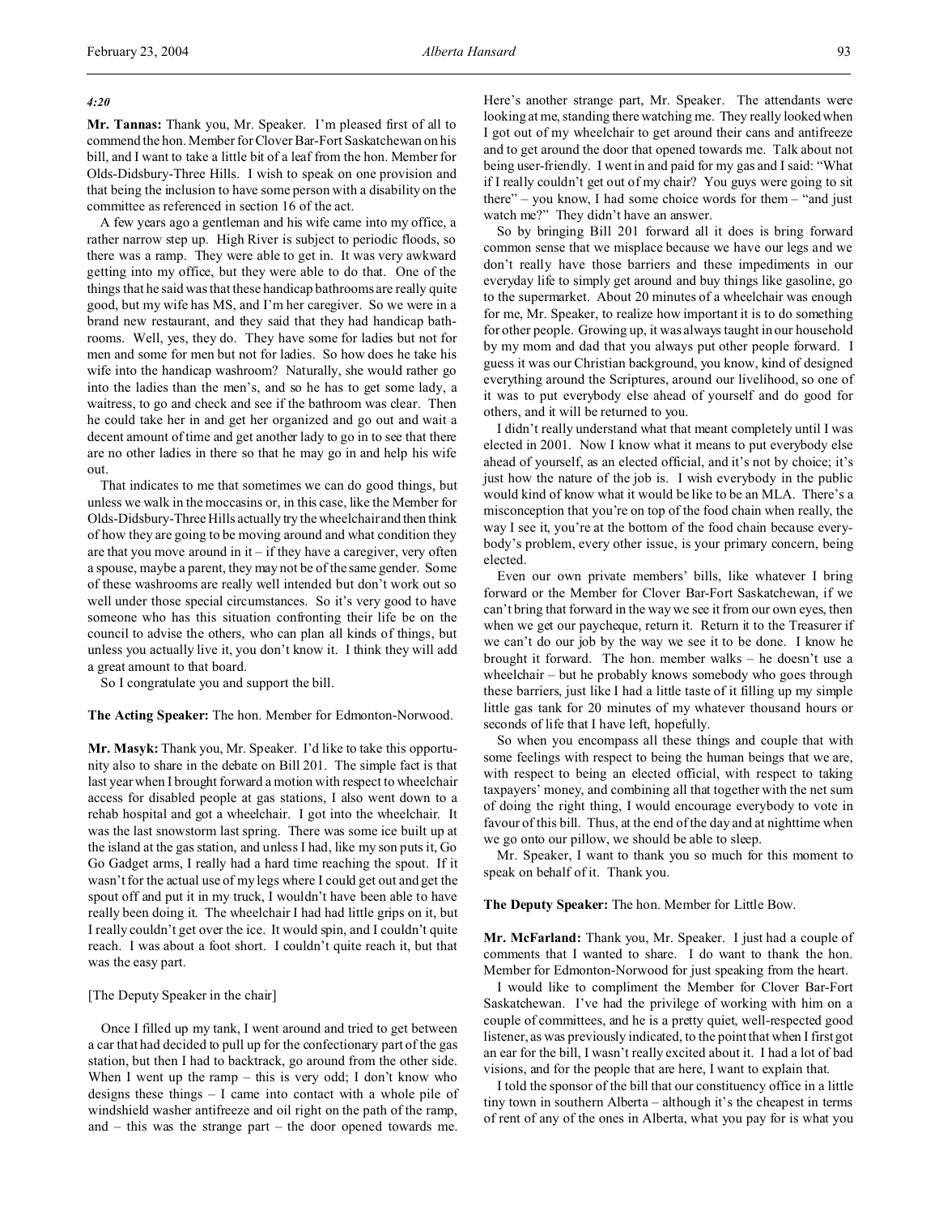*4:20*

**Mr. Tannas:** Thank you, Mr. Speaker. I'm pleased first of all to commend the hon. Member for Clover Bar-Fort Saskatchewan on his bill, and I want to take a little bit of a leaf from the hon. Member for Olds-Didsbury-Three Hills. I wish to speak on one provision and that being the inclusion to have some person with a disability on the committee as referenced in section 16 of the act.

A few years ago a gentleman and his wife came into my office, a rather narrow step up. High River is subject to periodic floods, so there was a ramp. They were able to get in. It was very awkward getting into my office, but they were able to do that. One of the things that he said was that these handicap bathrooms are really quite good, but my wife has MS, and I'm her caregiver. So we were in a brand new restaurant, and they said that they had handicap bathrooms. Well, yes, they do. They have some for ladies but not for men and some for men but not for ladies. So how does he take his wife into the handicap washroom? Naturally, she would rather go into the ladies than the men's, and so he has to get some lady, a waitress, to go and check and see if the bathroom was clear. Then he could take her in and get her organized and go out and wait a decent amount of time and get another lady to go in to see that there are no other ladies in there so that he may go in and help his wife out.

That indicates to me that sometimes we can do good things, but unless we walk in the moccasins or, in this case, like the Member for Olds-Didsbury-Three Hills actually try the wheelchair and then think of how they are going to be moving around and what condition they are that you move around in it – if they have a caregiver, very often a spouse, maybe a parent, they may not be of the same gender. Some of these washrooms are really well intended but don't work out so well under those special circumstances. So it's very good to have someone who has this situation confronting their life be on the council to advise the others, who can plan all kinds of things, but unless you actually live it, you don't know it. I think they will add a great amount to that board.

So I congratulate you and support the bill.

**The Acting Speaker:** The hon. Member for Edmonton-Norwood.

**Mr. Masyk:** Thank you, Mr. Speaker. I'd like to take this opportunity also to share in the debate on Bill 201. The simple fact is that last year when I brought forward a motion with respect to wheelchair access for disabled people at gas stations, I also went down to a rehab hospital and got a wheelchair. I got into the wheelchair. It was the last snowstorm last spring. There was some ice built up at the island at the gas station, and unless I had, like my son puts it, Go Go Gadget arms, I really had a hard time reaching the spout. If it wasn't for the actual use of my legs where I could get out and get the spout off and put it in my truck, I wouldn't have been able to have really been doing it. The wheelchair I had had little grips on it, but I really couldn't get over the ice. It would spin, and I couldn't quite reach. I was about a foot short. I couldn't quite reach it, but that was the easy part.

[The Deputy Speaker in the chair]

Once I filled up my tank, I went around and tried to get between a car that had decided to pull up for the confectionary part of the gas station, but then I had to backtrack, go around from the other side. When I went up the ramp – this is very odd; I don't know who designs these things – I came into contact with a whole pile of windshield washer antifreeze and oil right on the path of the ramp, and – this was the strange part – the door opened towards me. Here's another strange part, Mr. Speaker. The attendants were looking at me, standing there watching me. They really looked when I got out of my wheelchair to get around their cans and antifreeze and to get around the door that opened towards me. Talk about not being user-friendly. I went in and paid for my gas and I said: "What if I really couldn't get out of my chair? You guys were going to sit there" – you know, I had some choice words for them – "and just watch me?" They didn't have an answer.

So by bringing Bill 201 forward all it does is bring forward common sense that we misplace because we have our legs and we don't really have those barriers and these impediments in our everyday life to simply get around and buy things like gasoline, go to the supermarket. About 20 minutes of a wheelchair was enough for me, Mr. Speaker, to realize how important it is to do something for other people. Growing up, it was always taught in our household by my mom and dad that you always put other people forward. I guess it was our Christian background, you know, kind of designed everything around the Scriptures, around our livelihood, so one of it was to put everybody else ahead of yourself and do good for others, and it will be returned to you.

I didn't really understand what that meant completely until I was elected in 2001. Now I know what it means to put everybody else ahead of yourself, as an elected official, and it's not by choice; it's just how the nature of the job is. I wish everybody in the public would kind of know what it would be like to be an MLA. There's a misconception that you're on top of the food chain when really, the way I see it, you're at the bottom of the food chain because everybody's problem, every other issue, is your primary concern, being elected.

Even our own private members' bills, like whatever I bring forward or the Member for Clover Bar-Fort Saskatchewan, if we can't bring that forward in the way we see it from our own eyes, then when we get our paycheque, return it. Return it to the Treasurer if we can't do our job by the way we see it to be done. I know he brought it forward. The hon. member walks – he doesn't use a wheelchair – but he probably knows somebody who goes through these barriers, just like I had a little taste of it filling up my simple little gas tank for 20 minutes of my whatever thousand hours or seconds of life that I have left, hopefully.

So when you encompass all these things and couple that with some feelings with respect to being the human beings that we are, with respect to being an elected official, with respect to taking taxpayers' money, and combining all that together with the net sum of doing the right thing, I would encourage everybody to vote in favour of this bill. Thus, at the end of the day and at nighttime when we go onto our pillow, we should be able to sleep.

Mr. Speaker, I want to thank you so much for this moment to speak on behalf of it. Thank you.

**The Deputy Speaker:** The hon. Member for Little Bow.

**Mr. McFarland:** Thank you, Mr. Speaker. I just had a couple of comments that I wanted to share. I do want to thank the hon. Member for Edmonton-Norwood for just speaking from the heart.

I would like to compliment the Member for Clover Bar-Fort Saskatchewan. I've had the privilege of working with him on a couple of committees, and he is a pretty quiet, well-respected good listener, as was previously indicated, to the point that when I first got an ear for the bill, I wasn't really excited about it. I had a lot of bad visions, and for the people that are here, I want to explain that.

I told the sponsor of the bill that our constituency office in a little tiny town in southern Alberta – although it's the cheapest in terms of rent of any of the ones in Alberta, what you pay for is what you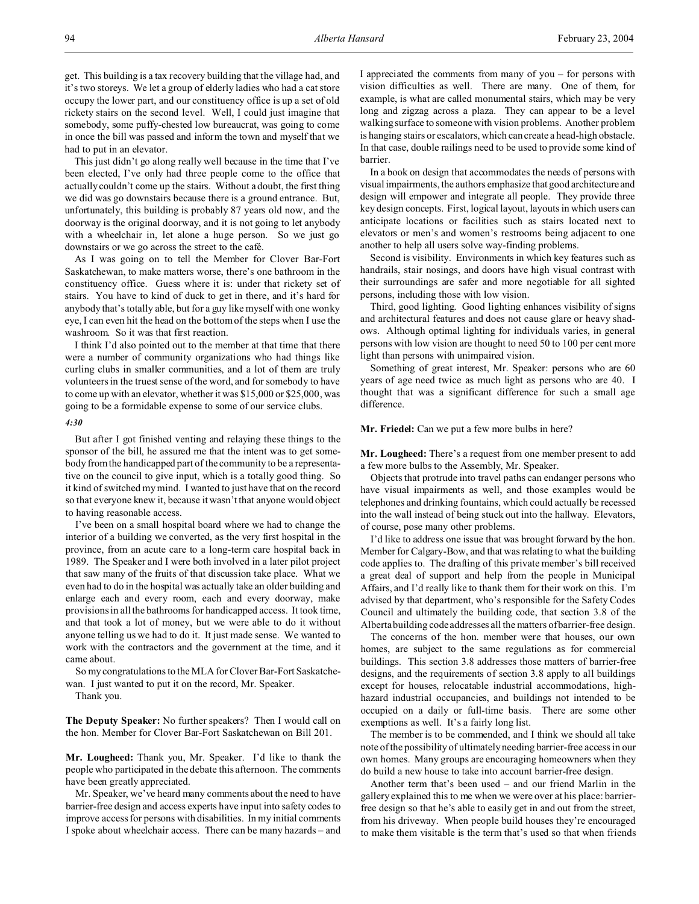get. This building is a tax recovery building that the village had, and it's two storeys. We let a group of elderly ladies who had a cat store occupy the lower part, and our constituency office is up a set of old rickety stairs on the second level. Well, I could just imagine that somebody, some puffy-chested low bureaucrat, was going to come in once the bill was passed and inform the town and myself that we had to put in an elevator.

This just didn't go along really well because in the time that I've been elected, I've only had three people come to the office that actually couldn't come up the stairs. Without a doubt, the first thing we did was go downstairs because there is a ground entrance. But, unfortunately, this building is probably 87 years old now, and the doorway is the original doorway, and it is not going to let anybody with a wheelchair in, let alone a huge person. So we just go downstairs or we go across the street to the café.

As I was going on to tell the Member for Clover Bar-Fort Saskatchewan, to make matters worse, there's one bathroom in the constituency office. Guess where it is: under that rickety set of stairs. You have to kind of duck to get in there, and it's hard for anybody that's totally able, but for a guy like myself with one wonky eye, I can even hit the head on the bottom of the steps when I use the washroom. So it was that first reaction.

I think I'd also pointed out to the member at that time that there were a number of community organizations who had things like curling clubs in smaller communities, and a lot of them are truly volunteers in the truest sense of the word, and for somebody to have to come up with an elevator, whether it was $15,000 or $25,000, was going to be a formidable expense to some of our service clubs.

*4:30*

But after I got finished venting and relaying these things to the sponsor of the bill, he assured me that the intent was to get somebody from the handicapped part of the community to be a representative on the council to give input, which is a totally good thing. So it kind of switched my mind. I wanted to just have that on the record so that everyone knew it, because it wasn't that anyone would object to having reasonable access.

I've been on a small hospital board where we had to change the interior of a building we converted, as the very first hospital in the province, from an acute care to a long-term care hospital back in 1989. The Speaker and I were both involved in a later pilot project that saw many of the fruits of that discussion take place. What we even had to do in the hospital was actually take an older building and enlarge each and every room, each and every doorway, make provisions in all the bathrooms for handicapped access. It took time, and that took a lot of money, but we were able to do it without anyone telling us we had to do it. It just made sense. We wanted to work with the contractors and the government at the time, and it came about.

So my congratulations to the MLA for Clover Bar-Fort Saskatchewan. I just wanted to put it on the record, Mr. Speaker.

Thank you.

**The Deputy Speaker:** No further speakers? Then I would call on the hon. Member for Clover Bar-Fort Saskatchewan on Bill 201.

**Mr. Lougheed:** Thank you, Mr. Speaker. I'd like to thank the people who participated in the debate this afternoon. The comments have been greatly appreciated.

Mr. Speaker, we've heard many comments about the need to have barrier-free design and access experts have input into safety codes to improve access for persons with disabilities. In my initial comments I spoke about wheelchair access. There can be many hazards – and I appreciated the comments from many of you – for persons with vision difficulties as well. There are many. One of them, for example, is what are called monumental stairs, which may be very long and zigzag across a plaza. They can appear to be a level walking surface to someone with vision problems. Another problem is hanging stairs or escalators, which can create a head-high obstacle. In that case, double railings need to be used to provide some kind of barrier.

In a book on design that accommodates the needs of persons with visual impairments, the authors emphasize that good architecture and design will empower and integrate all people. They provide three key design concepts. First, logical layout, layouts in which users can anticipate locations or facilities such as stairs located next to elevators or men's and women's restrooms being adjacent to one another to help all users solve way-finding problems.

Second is visibility. Environments in which key features such as handrails, stair nosings, and doors have high visual contrast with their surroundings are safer and more negotiable for all sighted persons, including those with low vision.

Third, good lighting. Good lighting enhances visibility of signs and architectural features and does not cause glare or heavy shadows. Although optimal lighting for individuals varies, in general persons with low vision are thought to need 50 to 100 per cent more light than persons with unimpaired vision.

Something of great interest, Mr. Speaker: persons who are 60 years of age need twice as much light as persons who are 40. I thought that was a significant difference for such a small age difference.

**Mr. Friedel:** Can we put a few more bulbs in here?

**Mr. Lougheed:** There's a request from one member present to add a few more bulbs to the Assembly, Mr. Speaker.

Objects that protrude into travel paths can endanger persons who have visual impairments as well, and those examples would be telephones and drinking fountains, which could actually be recessed into the wall instead of being stuck out into the hallway. Elevators, of course, pose many other problems.

I'd like to address one issue that was brought forward by the hon. Member for Calgary-Bow, and that was relating to what the building code applies to. The drafting of this private member's bill received a great deal of support and help from the people in Municipal Affairs, and I'd really like to thank them for their work on this. I'm advised by that department, who's responsible for the Safety Codes Council and ultimately the building code, that section 3.8 of the Alberta building code addresses all the matters of barrier-free design.

The concerns of the hon. member were that houses, our own homes, are subject to the same regulations as for commercial buildings. This section 3.8 addresses those matters of barrier-free designs, and the requirements of section 3.8 apply to all buildings except for houses, relocatable industrial accommodations, high-hazard industrial occupancies, and buildings not intended to be occupied on a daily or full-time basis. There are some other exemptions as well. It's a fairly long list.

The member is to be commended, and I think we should all take note of the possibility of ultimately needing barrier-free access in our own homes. Many groups are encouraging homeowners when they do build a new house to take into account barrier-free design.

Another term that's been used – and our friend Marlin in the gallery explained this to me when we were over at his place: barrier-free design so that he's able to easily get in and out from the street, from his driveway. When people build houses they're encouraged to make them visitable is the term that's used so that when friends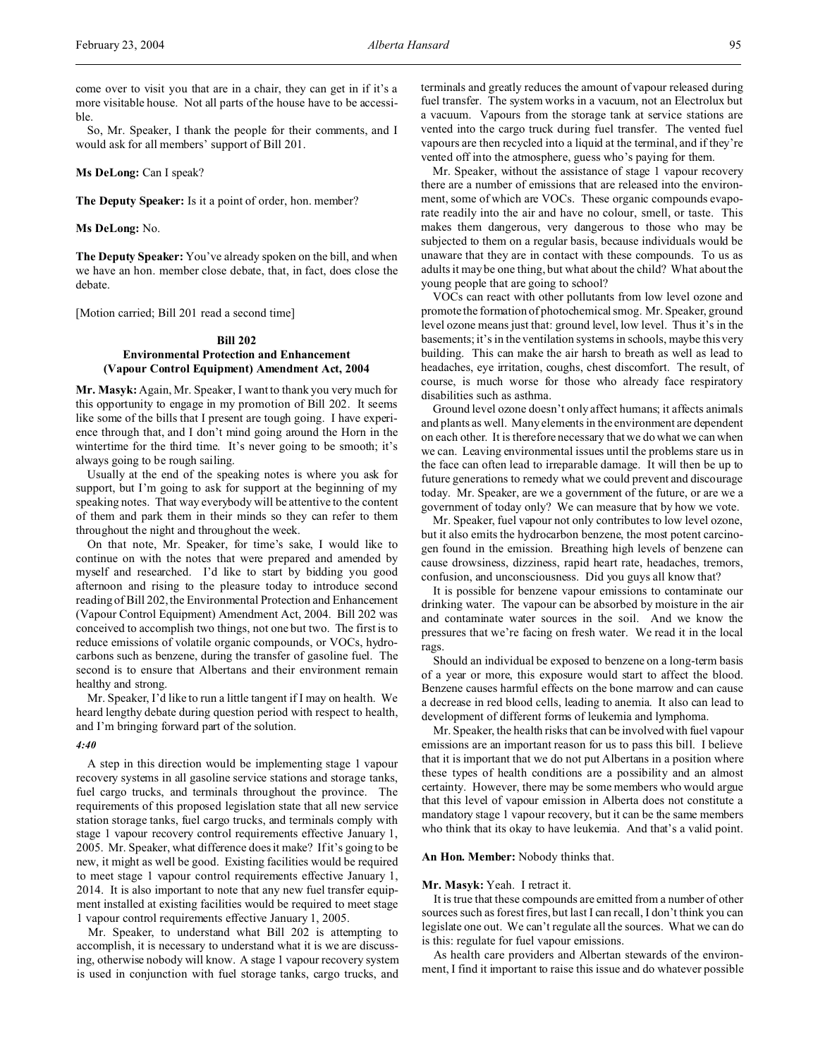come over to visit you that are in a chair, they can get in if it's a more visitable house. Not all parts of the house have to be accessible.

So, Mr. Speaker, I thank the people for their comments, and I would ask for all members' support of Bill 201.

**Ms DeLong:** Can I speak?

**The Deputy Speaker:** Is it a point of order, hon. member?

**Ms DeLong:** No.

**The Deputy Speaker:** You've already spoken on the bill, and when we have an hon. member close debate, that, in fact, does close the debate.

[Motion carried; Bill 201 read a second time]

## Bill 202
## Environmental Protection and Enhancement (Vapour Control Equipment) Amendment Act, 2004

**Mr. Masyk:** Again, Mr. Speaker, I want to thank you very much for this opportunity to engage in my promotion of Bill 202. It seems like some of the bills that I present are tough going. I have experience through that, and I don't mind going around the Horn in the wintertime for the third time. It's never going to be smooth; it's always going to be rough sailing.

Usually at the end of the speaking notes is where you ask for support, but I'm going to ask for support at the beginning of my speaking notes. That way everybody will be attentive to the content of them and park them in their minds so they can refer to them throughout the night and throughout the week.

On that note, Mr. Speaker, for time's sake, I would like to continue on with the notes that were prepared and amended by myself and researched. I'd like to start by bidding you good afternoon and rising to the pleasure today to introduce second reading of Bill 202, the Environmental Protection and Enhancement (Vapour Control Equipment) Amendment Act, 2004. Bill 202 was conceived to accomplish two things, not one but two. The first is to reduce emissions of volatile organic compounds, or VOCs, hydrocarbons such as benzene, during the transfer of gasoline fuel. The second is to ensure that Albertans and their environment remain healthy and strong.

Mr. Speaker, I'd like to run a little tangent if I may on health. We heard lengthy debate during question period with respect to health, and I'm bringing forward part of the solution.

*4:40*

A step in this direction would be implementing stage 1 vapour recovery systems in all gasoline service stations and storage tanks, fuel cargo trucks, and terminals throughout the province. The requirements of this proposed legislation state that all new service station storage tanks, fuel cargo trucks, and terminals comply with stage 1 vapour recovery control requirements effective January 1, 2005. Mr. Speaker, what difference does it make? If it's going to be new, it might as well be good. Existing facilities would be required to meet stage 1 vapour control requirements effective January 1, 2014. It is also important to note that any new fuel transfer equipment installed at existing facilities would be required to meet stage 1 vapour control requirements effective January 1, 2005.

Mr. Speaker, to understand what Bill 202 is attempting to accomplish, it is necessary to understand what it is we are discussing, otherwise nobody will know. A stage 1 vapour recovery system is used in conjunction with fuel storage tanks, cargo trucks, and terminals and greatly reduces the amount of vapour released during fuel transfer. The system works in a vacuum, not an Electrolux but a vacuum. Vapours from the storage tank at service stations are vented into the cargo truck during fuel transfer. The vented fuel vapours are then recycled into a liquid at the terminal, and if they're vented off into the atmosphere, guess who's paying for them.

Mr. Speaker, without the assistance of stage 1 vapour recovery there are a number of emissions that are released into the environment, some of which are VOCs. These organic compounds evaporate readily into the air and have no colour, smell, or taste. This makes them dangerous, very dangerous to those who may be subjected to them on a regular basis, because individuals would be unaware that they are in contact with these compounds. To us as adults it may be one thing, but what about the child? What about the young people that are going to school?

VOCs can react with other pollutants from low level ozone and promote the formation of photochemical smog. Mr. Speaker, ground level ozone means just that: ground level, low level. Thus it's in the basements; it's in the ventilation systems in schools, maybe this very building. This can make the air harsh to breath as well as lead to headaches, eye irritation, coughs, chest discomfort. The result, of course, is much worse for those who already face respiratory disabilities such as asthma.

Ground level ozone doesn't only affect humans; it affects animals and plants as well. Many elements in the environment are dependent on each other. It is therefore necessary that we do what we can when we can. Leaving environmental issues until the problems stare us in the face can often lead to irreparable damage. It will then be up to future generations to remedy what we could prevent and discourage today. Mr. Speaker, are we a government of the future, or are we a government of today only? We can measure that by how we vote.

Mr. Speaker, fuel vapour not only contributes to low level ozone, but it also emits the hydrocarbon benzene, the most potent carcinogen found in the emission. Breathing high levels of benzene can cause drowsiness, dizziness, rapid heart rate, headaches, tremors, confusion, and unconsciousness. Did you guys all know that?

It is possible for benzene vapour emissions to contaminate our drinking water. The vapour can be absorbed by moisture in the air and contaminate water sources in the soil. And we know the pressures that we're facing on fresh water. We read it in the local rags.

Should an individual be exposed to benzene on a long-term basis of a year or more, this exposure would start to affect the blood. Benzene causes harmful effects on the bone marrow and can cause a decrease in red blood cells, leading to anemia. It also can lead to development of different forms of leukemia and lymphoma.

Mr. Speaker, the health risks that can be involved with fuel vapour emissions are an important reason for us to pass this bill. I believe that it is important that we do not put Albertans in a position where these types of health conditions are a possibility and an almost certainty. However, there may be some members who would argue that this level of vapour emission in Alberta does not constitute a mandatory stage 1 vapour recovery, but it can be the same members who think that its okay to have leukemia. And that's a valid point.

**An Hon. Member:** Nobody thinks that.

**Mr. Masyk:** Yeah. I retract it.

It is true that these compounds are emitted from a number of other sources such as forest fires, but last I can recall, I don't think you can legislate one out. We can't regulate all the sources. What we can do is this: regulate for fuel vapour emissions.

As health care providers and Albertan stewards of the environment, I find it important to raise this issue and do whatever possible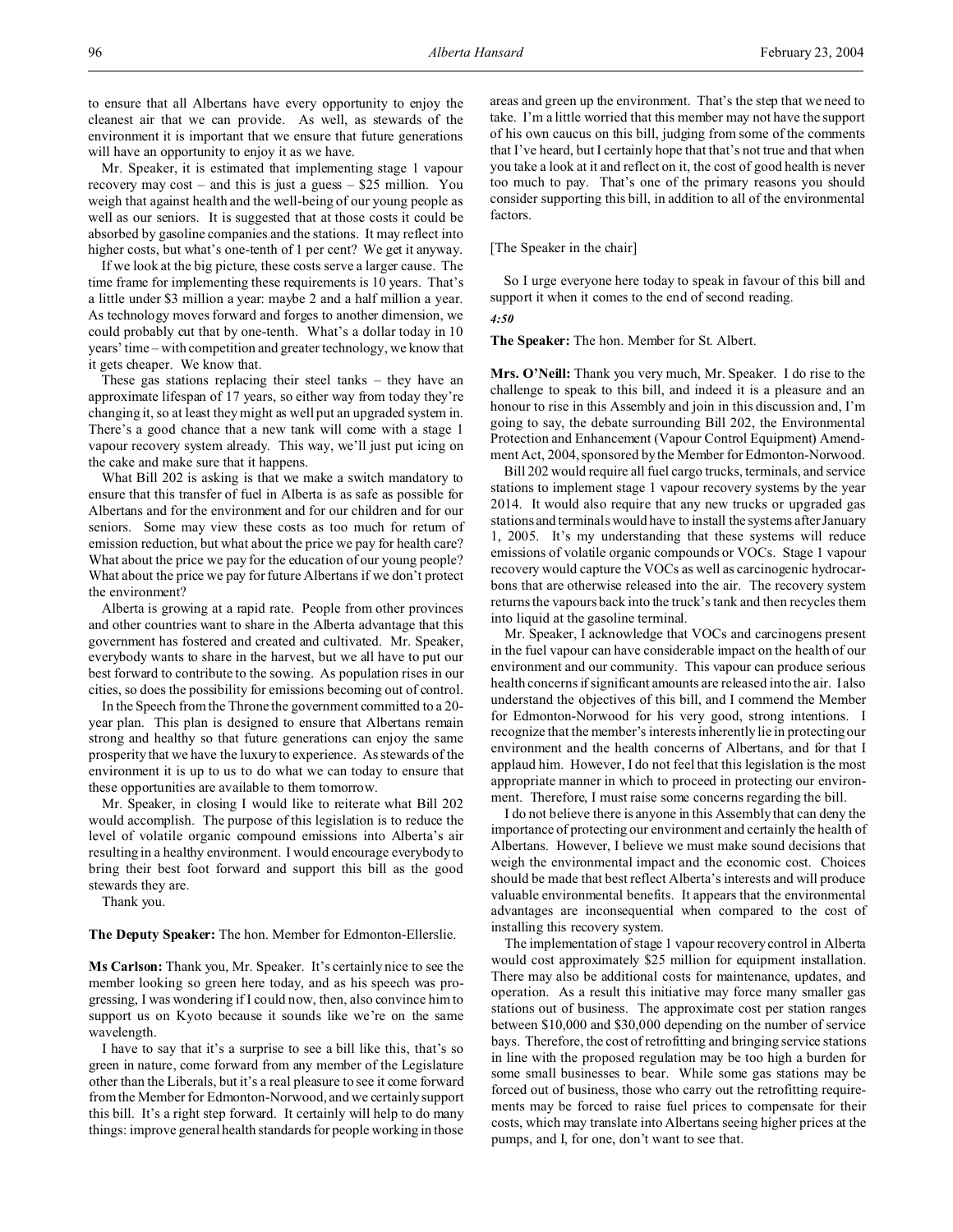to ensure that all Albertans have every opportunity to enjoy the cleanest air that we can provide. As well, as stewards of the environment it is important that we ensure that future generations will have an opportunity to enjoy it as we have.

Mr. Speaker, it is estimated that implementing stage 1 vapour recovery may cost – and this is just a guess – $25 million. You weigh that against health and the well-being of our young people as well as our seniors. It is suggested that at those costs it could be absorbed by gasoline companies and the stations. It may reflect into higher costs, but what's one-tenth of 1 per cent? We get it anyway.

If we look at the big picture, these costs serve a larger cause. The time frame for implementing these requirements is 10 years. That's a little under $3 million a year: maybe 2 and a half million a year. As technology moves forward and forges to another dimension, we could probably cut that by one-tenth. What's a dollar today in 10 years' time – with competition and greater technology, we know that it gets cheaper. We know that.

These gas stations replacing their steel tanks – they have an approximate lifespan of 17 years, so either way from today they're changing it, so at least they might as well put an upgraded system in. There's a good chance that a new tank will come with a stage 1 vapour recovery system already. This way, we'll just put icing on the cake and make sure that it happens.

What Bill 202 is asking is that we make a switch mandatory to ensure that this transfer of fuel in Alberta is as safe as possible for Albertans and for the environment and for our children and for our seniors. Some may view these costs as too much for return of emission reduction, but what about the price we pay for health care? What about the price we pay for the education of our young people? What about the price we pay for future Albertans if we don't protect the environment?

Alberta is growing at a rapid rate. People from other provinces and other countries want to share in the Alberta advantage that this government has fostered and created and cultivated. Mr. Speaker, everybody wants to share in the harvest, but we all have to put our best forward to contribute to the sowing. As population rises in our cities, so does the possibility for emissions becoming out of control.

In the Speech from the Throne the government committed to a 20-year plan. This plan is designed to ensure that Albertans remain strong and healthy so that future generations can enjoy the same prosperity that we have the luxury to experience. As stewards of the environment it is up to us to do what we can today to ensure that these opportunities are available to them tomorrow.

Mr. Speaker, in closing I would like to reiterate what Bill 202 would accomplish. The purpose of this legislation is to reduce the level of volatile organic compound emissions into Alberta's air resulting in a healthy environment. I would encourage everybody to bring their best foot forward and support this bill as the good stewards they are.

Thank you.

**The Deputy Speaker:** The hon. Member for Edmonton-Ellerslie.

**Ms Carlson:** Thank you, Mr. Speaker. It's certainly nice to see the member looking so green here today, and as his speech was progressing, I was wondering if I could now, then, also convince him to support us on Kyoto because it sounds like we're on the same wavelength.

I have to say that it's a surprise to see a bill like this, that's so green in nature, come forward from any member of the Legislature other than the Liberals, but it's a real pleasure to see it come forward from the Member for Edmonton-Norwood, and we certainly support this bill. It's a right step forward. It certainly will help to do many things: improve general health standards for people working in those areas and green up the environment. That's the step that we need to take. I'm a little worried that this member may not have the support of his own caucus on this bill, judging from some of the comments that I've heard, but I certainly hope that that's not true and that when you take a look at it and reflect on it, the cost of good health is never too much to pay. That's one of the primary reasons you should consider supporting this bill, in addition to all of the environmental factors.

[The Speaker in the chair]

So I urge everyone here today to speak in favour of this bill and support it when it comes to the end of second reading.

*4:50*

**The Speaker:** The hon. Member for St. Albert.

**Mrs. O'Neill:** Thank you very much, Mr. Speaker. I do rise to the challenge to speak to this bill, and indeed it is a pleasure and an honour to rise in this Assembly and join in this discussion and, I'm going to say, the debate surrounding Bill 202, the Environmental Protection and Enhancement (Vapour Control Equipment) Amendment Act, 2004, sponsored by the Member for Edmonton-Norwood.

Bill 202 would require all fuel cargo trucks, terminals, and service stations to implement stage 1 vapour recovery systems by the year 2014. It would also require that any new trucks or upgraded gas stations and terminals would have to install the systems after January 1, 2005. It's my understanding that these systems will reduce emissions of volatile organic compounds or VOCs. Stage 1 vapour recovery would capture the VOCs as well as carcinogenic hydrocarbons that are otherwise released into the air. The recovery system returns the vapours back into the truck's tank and then recycles them into liquid at the gasoline terminal.

Mr. Speaker, I acknowledge that VOCs and carcinogens present in the fuel vapour can have considerable impact on the health of our environment and our community. This vapour can produce serious health concerns if significant amounts are released into the air. I also understand the objectives of this bill, and I commend the Member for Edmonton-Norwood for his very good, strong intentions. I recognize that the member's interests inherently lie in protecting our environment and the health concerns of Albertans, and for that I applaud him. However, I do not feel that this legislation is the most appropriate manner in which to proceed in protecting our environment. Therefore, I must raise some concerns regarding the bill.

I do not believe there is anyone in this Assembly that can deny the importance of protecting our environment and certainly the health of Albertans. However, I believe we must make sound decisions that weigh the environmental impact and the economic cost. Choices should be made that best reflect Alberta's interests and will produce valuable environmental benefits. It appears that the environmental advantages are inconsequential when compared to the cost of installing this recovery system.

The implementation of stage 1 vapour recovery control in Alberta would cost approximately $25 million for equipment installation. There may also be additional costs for maintenance, updates, and operation. As a result this initiative may force many smaller gas stations out of business. The approximate cost per station ranges between $10,000 and $30,000 depending on the number of service bays. Therefore, the cost of retrofitting and bringing service stations in line with the proposed regulation may be too high a burden for some small businesses to bear. While some gas stations may be forced out of business, those who carry out the retrofitting requirements may be forced to raise fuel prices to compensate for their costs, which may translate into Albertans seeing higher prices at the pumps, and I, for one, don't want to see that.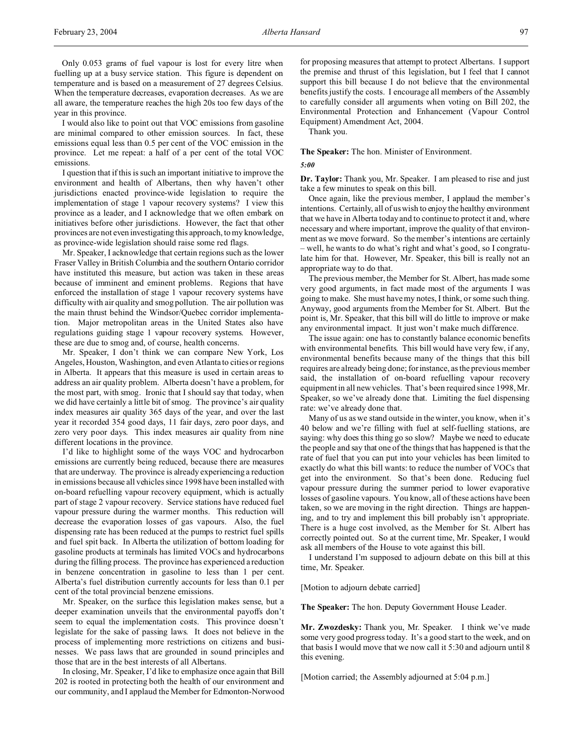Only 0.053 grams of fuel vapour is lost for every litre when fuelling up at a busy service station. This figure is dependent on temperature and is based on a measurement of 27 degrees Celsius. When the temperature decreases, evaporation decreases. As we are all aware, the temperature reaches the high 20s too few days of the year in this province.

I would also like to point out that VOC emissions from gasoline are minimal compared to other emission sources. In fact, these emissions equal less than 0.5 per cent of the VOC emission in the province. Let me repeat: a half of a per cent of the total VOC emissions.

I question that if this is such an important initiative to improve the environment and health of Albertans, then why haven't other jurisdictions enacted province-wide legislation to require the implementation of stage 1 vapour recovery systems? I view this province as a leader, and I acknowledge that we often embark on initiatives before other jurisdictions. However, the fact that other provinces are not even investigating this approach, to my knowledge, as province-wide legislation should raise some red flags.

Mr. Speaker, I acknowledge that certain regions such as the lower Fraser Valley in British Columbia and the southern Ontario corridor have instituted this measure, but action was taken in these areas because of imminent and eminent problems. Regions that have enforced the installation of stage 1 vapour recovery systems have difficulty with air quality and smog pollution. The air pollution was the main thrust behind the Windsor/Quebec corridor implementation. Major metropolitan areas in the United States also have regulations guiding stage 1 vapour recovery systems. However, these are due to smog and, of course, health concerns.

Mr. Speaker, I don't think we can compare New York, Los Angeles, Houston, Washington, and even Atlanta to cities or regions in Alberta. It appears that this measure is used in certain areas to address an air quality problem. Alberta doesn't have a problem, for the most part, with smog. Ironic that I should say that today, when we did have certainly a little bit of smog. The province's air quality index measures air quality 365 days of the year, and over the last year it recorded 354 good days, 11 fair days, zero poor days, and zero very poor days. This index measures air quality from nine different locations in the province.

I'd like to highlight some of the ways VOC and hydrocarbon emissions are currently being reduced, because there are measures that are underway. The province is already experiencing a reduction in emissions because all vehicles since 1998 have been installed with on-board refuelling vapour recovery equipment, which is actually part of stage 2 vapour recovery. Service stations have reduced fuel vapour pressure during the warmer months. This reduction will decrease the evaporation losses of gas vapours. Also, the fuel dispensing rate has been reduced at the pumps to restrict fuel spills and fuel spit back. In Alberta the utilization of bottom loading for gasoline products at terminals has limited VOCs and hydrocarbons during the filling process. The province has experienced a reduction in benzene concentration in gasoline to less than 1 per cent. Alberta's fuel distribution currently accounts for less than 0.1 per cent of the total provincial benzene emissions.

Mr. Speaker, on the surface this legislation makes sense, but a deeper examination unveils that the environmental payoffs don't seem to equal the implementation costs. This province doesn't legislate for the sake of passing laws. It does not believe in the process of implementing more restrictions on citizens and businesses. We pass laws that are grounded in sound principles and those that are in the best interests of all Albertans.

In closing, Mr. Speaker, I'd like to emphasize once again that Bill 202 is rooted in protecting both the health of our environment and our community, and I applaud the Member for Edmonton-Norwood for proposing measures that attempt to protect Albertans. I support the premise and thrust of this legislation, but I feel that I cannot support this bill because I do not believe that the environmental benefits justify the costs. I encourage all members of the Assembly to carefully consider all arguments when voting on Bill 202, the Environmental Protection and Enhancement (Vapour Control Equipment) Amendment Act, 2004.

Thank you.

**The Speaker:** The hon. Minister of Environment.

*5:00*

**Dr. Taylor:** Thank you, Mr. Speaker. I am pleased to rise and just take a few minutes to speak on this bill.

Once again, like the previous member, I applaud the member's intentions. Certainly, all of us wish to enjoy the healthy environment that we have in Alberta today and to continue to protect it and, where necessary and where important, improve the quality of that environment as we move forward. So the member's intentions are certainly – well, he wants to do what's right and what's good, so I congratulate him for that. However, Mr. Speaker, this bill is really not an appropriate way to do that.

The previous member, the Member for St. Albert, has made some very good arguments, in fact made most of the arguments I was going to make. She must have my notes, I think, or some such thing. Anyway, good arguments from the Member for St. Albert. But the point is, Mr. Speaker, that this bill will do little to improve or make any environmental impact. It just won't make much difference.

The issue again: one has to constantly balance economic benefits with environmental benefits. This bill would have very few, if any, environmental benefits because many of the things that this bill requires are already being done; for instance, as the previous member said, the installation of on-board refuelling vapour recovery equipment in all new vehicles. That's been required since 1998, Mr. Speaker, so we've already done that. Limiting the fuel dispensing rate: we've already done that.

Many of us as we stand outside in the winter, you know, when it's 40 below and we're filling with fuel at self-fuelling stations, are saying: why does this thing go so slow? Maybe we need to educate the people and say that one of the things that has happened is that the rate of fuel that you can put into your vehicles has been limited to exactly do what this bill wants: to reduce the number of VOCs that get into the environment. So that's been done. Reducing fuel vapour pressure during the summer period to lower evaporative losses of gasoline vapours. You know, all of these actions have been taken, so we are moving in the right direction. Things are happening, and to try and implement this bill probably isn't appropriate. There is a huge cost involved, as the Member for St. Albert has correctly pointed out. So at the current time, Mr. Speaker, I would ask all members of the House to vote against this bill.

I understand I'm supposed to adjourn debate on this bill at this time, Mr. Speaker.

[Motion to adjourn debate carried]

**The Speaker:** The hon. Deputy Government House Leader.

**Mr. Zwozdesky:** Thank you, Mr. Speaker. I think we've made some very good progress today. It's a good start to the week, and on that basis I would move that we now call it 5:30 and adjourn until 8 this evening.

[Motion carried; the Assembly adjourned at 5:04 p.m.]